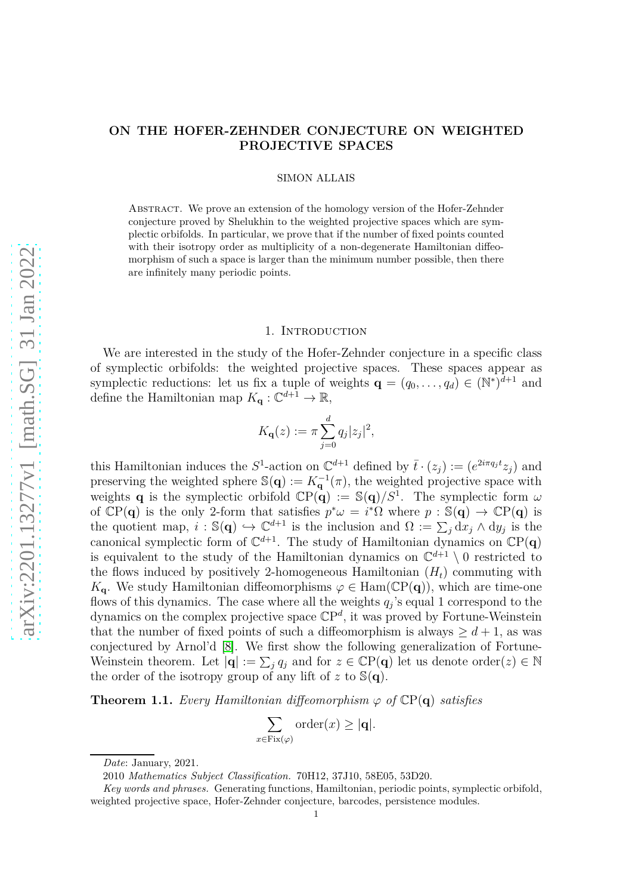# ON THE HOFER-ZEHNDER CONJECTURE ON WEIGHTED PROJECTIVE SPACES

SIMON ALLAIS

Abstract. We prove an extension of the homology version of the Hofer-Zehnder conjecture proved by Shelukhin to the weighted projective spaces which are symplectic orbifolds. In particular, we prove that if the number of fixed points counted with their isotropy order as multiplicity of a non-degenerate Hamiltonian diffeomorphism of such a space is larger than the minimum number possible, then there are infinitely many periodic points.

## 1. Introduction

We are interested in the study of the Hofer-Zehnder conjecture in a specific class of symplectic orbifolds: the weighted projective spaces. These spaces appear as symplectic reductions: let us fix a tuple of weights $\mathbf{q} = (q_0, \ldots, q_d) \in (\mathbb{N}^*)^{d+1}$ and define the Hamiltonian map $K_{\mathbf{q}} : \mathbb{C}^{d+1} \to \mathbb{R}$,

$$K_{\mathbf{q}}(z) := \pi \sum_{j=0}^{d} q_j |z_j|^2,$$

this Hamiltonian induces the $S^1$-action on $\mathbb{C}^{d+1}$ defined by $\bar{t} \cdot (z_j) := (e^{2i\pi q_j t} z_j)$ and preserving the weighted sphere $\mathbb{S}(\mathbf{q}) := K_{\mathbf{q}}^{-1}(\pi)$, the weighted projective space with weights $\mathbf{q}$ is the symplectic orbifold $\mathbb{C}\mathrm{P}(\mathbf{q}) := \mathbb{S}(\mathbf{q})/S^1$. The symplectic form $\omega$ of $\mathbb{C}\mathrm{P}(\mathbf{q})$ is the only 2-form that satisfies $p^*\omega = i^*\Omega$ where $p : \mathbb{S}(\mathbf{q}) \to \mathbb{C}\mathrm{P}(\mathbf{q})$ is the quotient map, $i : \mathbb{S}(\mathbf{q}) \hookrightarrow \mathbb{C}^{d+1}$ is the inclusion and $\Omega := \sum_j \mathrm{d}x_j \wedge \mathrm{d}y_j$ is the canonical symplectic form of $\mathbb{C}^{d+1}$. The study of Hamiltonian dynamics on $\mathbb{C}\mathrm{P}(\mathbf{q})$ is equivalent to the study of the Hamiltonian dynamics on $\mathbb{C}^{d+1} \setminus 0$ restricted to the flows induced by positively 2-homogeneous Hamiltonian $(H_t)$ commuting with $K_{\mathbf{q}}$. We study Hamiltonian diffeomorphisms $\varphi \in \mathrm{Ham}(\mathbb{C}\mathrm{P}(\mathbf{q}))$, which are time-one flows of this dynamics. The case where all the weights $q_j$'s equal 1 correspond to the dynamics on the complex projective space $\mathbb{C}\mathrm{P}^d$, it was proved by Fortune-Weinstein that the number of fixed points of such a diffeomorphism is always $\geq d+1$, as was conjectured by Arnol'd [8]. We first show the following generalization of Fortune-Weinstein theorem. Let $|\mathbf{q}| := \sum_j q_j$ and for $z \in \mathbb{C}\mathrm{P}(\mathbf{q})$ let us denote $\mathrm{order}(z) \in \mathbb{N}$ the order of the isotropy group of any lift of $z$ to $\mathbb{S}(\mathbf{q})$.

**Theorem 1.1.** *Every Hamiltonian diffeomorphism $\varphi$ of $\mathbb{C}\mathrm{P}(\mathbf{q})$ satisfies*

$$\sum_{x \in \mathrm{Fix}(\varphi)} \mathrm{order}(x) \geq |\mathbf{q}|.$$

*Date*: January, 2021.

2010 *Mathematics Subject Classification.* 70H12, 37J10, 58E05, 53D20.

*Key words and phrases.* Generating functions, Hamiltonian, periodic points, symplectic orbifold, weighted projective space, Hofer-Zehnder conjecture, barcodes, persistence modules.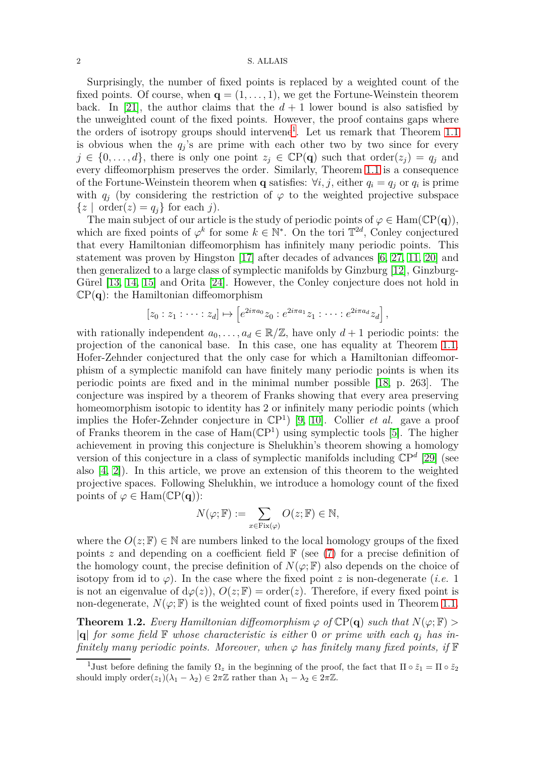Surprisingly, the number of fixed points is replaced by a weighted count of the fixed points. Of course, when $\mathbf{q} = (1, \dots, 1)$, we get the Fortune-Weinstein theorem back. In [21], the author claims that the $d+1$ lower bound is also satisfied by the unweighted count of the fixed points. However, the proof contains gaps where the orders of isotropy groups should intervene[1]. Let us remark that Theorem 1.1 is obvious when the $q_j$'s are prime with each other two by two since for every $j \in \{0, \dots, d\}$, there is only one point $z_j \in \mathbb{C}\mathrm{P}(\mathbf{q})$ such that $\mathrm{order}(z_j) = q_j$ and every diffeomorphism preserves the order. Similarly, Theorem 1.1 is a consequence of the Fortune-Weinstein theorem when $\mathbf{q}$ satisfies: $\forall i, j$, either $q_i = q_j$ or $q_i$ is prime with $q_j$ (by considering the restriction of $\varphi$ to the weighted projective subspace $\{z \mid \mathrm{order}(z) = q_j\}$ for each $j$).

The main subject of our article is the study of periodic points of $\varphi \in \mathrm{Ham}(\mathbb{C}\mathrm{P}(\mathbf{q}))$, which are fixed points of $\varphi^k$ for some $k \in \mathbb{N}^*$. On the tori $\mathbb{T}^{2d}$, Conley conjectured that every Hamiltonian diffeomorphism has infinitely many periodic points. This statement was proven by Hingston [17] after decades of advances [6, 27, 11, 20] and then generalized to a large class of symplectic manifolds by Ginzburg [12], Ginzburg-Gürel [13, 14, 15] and Orita [24]. However, the Conley conjecture does not hold in $\mathbb{C}\mathrm{P}(\mathbf{q})$: the Hamiltonian diffeomorphism

$$[z_0 : z_1 : \dots : z_d] \mapsto \left[ e^{2i\pi a_0} z_0 : e^{2i\pi a_1} z_1 : \dots : e^{2i\pi a_d} z_d \right],$$

with rationally independent $a_0, \dots, a_d \in \mathbb{R}/\mathbb{Z}$, have only $d+1$ periodic points: the projection of the canonical base. In this case, one has equality at Theorem 1.1. Hofer-Zehnder conjectured that the only case for which a Hamiltonian diffeomorphism of a symplectic manifold can have finitely many periodic points is when its periodic points are fixed and in the minimal number possible [18, p. 263]. The conjecture was inspired by a theorem of Franks showing that every area preserving homeomorphism isotopic to identity has 2 or infinitely many periodic points (which implies the Hofer-Zehnder conjecture in $\mathbb{C}\mathrm{P}^1$) [9, 10]. Collier *et al.* gave a proof of Franks theorem in the case of $\mathrm{Ham}(\mathbb{C}\mathrm{P}^1)$ using symplectic tools [5]. The higher achievement in proving this conjecture is Shelukhin's theorem showing a homology version of this conjecture in a class of symplectic manifolds including $\mathbb{C}\mathrm{P}^d$ [29] (see also [4, 2]). In this article, we prove an extension of this theorem to the weighted projective spaces. Following Shelukhin, we introduce a homology count of the fixed points of $\varphi \in \mathrm{Ham}(\mathbb{C}\mathrm{P}(\mathbf{q}))$:

$$N(\varphi; \mathbb{F}) := \sum_{x \in \mathrm{Fix}(\varphi)} O(z; \mathbb{F}) \in \mathbb{N},$$

where the $O(z; \mathbb{F}) \in \mathbb{N}$ are numbers linked to the local homology groups of the fixed points $z$ and depending on a coefficient field $\mathbb{F}$ (see (7) for a precise definition of the homology count, the precise definition of $N(\varphi; \mathbb{F})$ also depends on the choice of isotopy from id to $\varphi$). In the case where the fixed point $z$ is non-degenerate (*i.e.* 1 is not an eigenvalue of $\mathrm{d}\varphi(z)$), $O(z; \mathbb{F}) = \mathrm{order}(z)$. Therefore, if every fixed point is non-degenerate, $N(\varphi; \mathbb{F})$ is the weighted count of fixed points used in Theorem 1.1.

**Theorem 1.2.** *Every Hamiltonian diffeomorphism $\varphi$ of $\mathbb{C}\mathrm{P}(\mathbf{q})$ such that $N(\varphi; \mathbb{F}) > |\mathbf{q}|$ for some field $\mathbb{F}$ whose characteristic is either 0 or prime with each $q_j$ has infinitely many periodic points. Moreover, when $\varphi$ has finitely many fixed points, if $\mathbb{F}$*

[1] Just before defining the family $\Omega_z$ in the beginning of the proof, the fact that $\Pi \circ \tilde{z}_1 = \Pi \circ \tilde{z}_2$ should imply $\mathrm{order}(z_1)(\lambda_1 - \lambda_2) \in 2\pi\mathbb{Z}$ rather than $\lambda_1 - \lambda_2 \in 2\pi\mathbb{Z}$.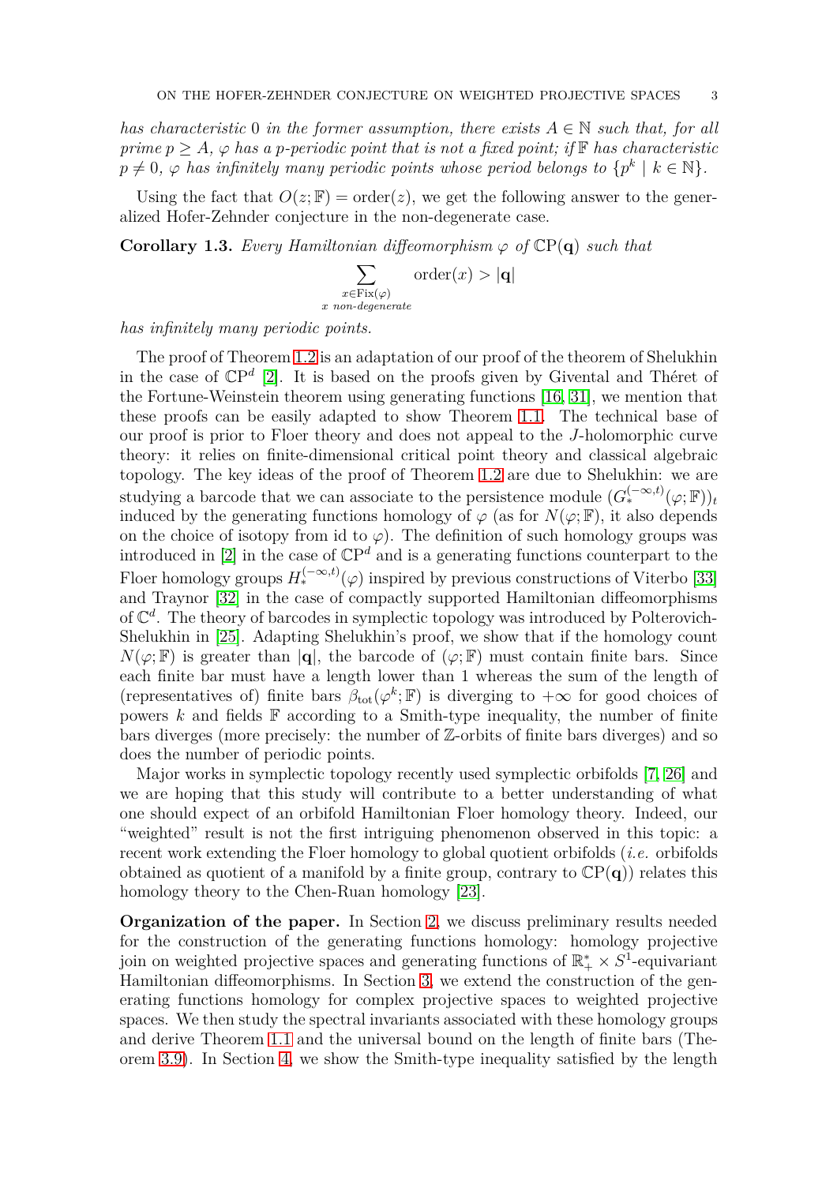*has characteristic* $0$ *in the former assumption, there exists* $A \in \mathbb{N}$ *such that, for all prime* $p \geq A$*,* $\varphi$ *has a* $p$*-periodic point that is not a fixed point; if* $\mathbb{F}$ *has characteristic* $p \neq 0$*,* $\varphi$ *has infinitely many periodic points whose period belongs to* $\{p^k \mid k \in \mathbb{N}\}$*.*

Using the fact that $O(z;\mathbb{F}) = \mathrm{order}(z)$, we get the following answer to the generalized Hofer-Zehnder conjecture in the non-degenerate case.

**Corollary 1.3.** *Every Hamiltonian diffeomorphism* $\varphi$ *of* $\mathbb{C}\mathrm{P}(\mathbf{q})$ *such that*

$$\sum_{\substack{x \in \mathrm{Fix}(\varphi) \\ x \text{ non-degenerate}}} \mathrm{order}(x) > |\mathbf{q}|$$

*has infinitely many periodic points.*

The proof of Theorem 1.2 is an adaptation of our proof of the theorem of Shelukhin in the case of $\mathbb{C}\mathrm{P}^d$ [2]. It is based on the proofs given by Givental and Théret of the Fortune-Weinstein theorem using generating functions [16, 31], we mention that these proofs can be easily adapted to show Theorem 1.1. The technical base of our proof is prior to Floer theory and does not appeal to the $J$-holomorphic curve theory: it relies on finite-dimensional critical point theory and classical algebraic topology. The key ideas of the proof of Theorem 1.2 are due to Shelukhin: we are studying a barcode that we can associate to the persistence module $(G_*^{(-\infty,t)}(\varphi;\mathbb{F}))_t$ induced by the generating functions homology of $\varphi$ (as for $N(\varphi;\mathbb{F})$, it also depends on the choice of isotopy from id to $\varphi$). The definition of such homology groups was introduced in [2] in the case of $\mathbb{C}\mathrm{P}^d$ and is a generating functions counterpart to the Floer homology groups $H_*^{(-\infty,t)}(\varphi)$ inspired by previous constructions of Viterbo [33] and Traynor [32] in the case of compactly supported Hamiltonian diffeomorphisms of $\mathbb{C}^d$. The theory of barcodes in symplectic topology was introduced by Polterovich-Shelukhin in [25]. Adapting Shelukhin's proof, we show that if the homology count $N(\varphi;\mathbb{F})$ is greater than $|\mathbf{q}|$, the barcode of $(\varphi;\mathbb{F})$ must contain finite bars. Since each finite bar must have a length lower than 1 whereas the sum of the length of (representatives of) finite bars $\beta_{\mathrm{tot}}(\varphi^k;\mathbb{F})$ is diverging to $+\infty$ for good choices of powers $k$ and fields $\mathbb{F}$ according to a Smith-type inequality, the number of finite bars diverges (more precisely: the number of $\mathbb{Z}$-orbits of finite bars diverges) and so does the number of periodic points.

Major works in symplectic topology recently used symplectic orbifolds [7, 26] and we are hoping that this study will contribute to a better understanding of what one should expect of an orbifold Hamiltonian Floer homology theory. Indeed, our "weighted" result is not the first intriguing phenomenon observed in this topic: a recent work extending the Floer homology to global quotient orbifolds (*i.e.* orbifolds obtained as quotient of a manifold by a finite group, contrary to $\mathbb{C}\mathrm{P}(\mathbf{q})$) relates this homology theory to the Chen-Ruan homology [23].

**Organization of the paper.** In Section 2, we discuss preliminary results needed for the construction of the generating functions homology: homology projective join on weighted projective spaces and generating functions of $\mathbb{R}_+^* \times S^1$-equivariant Hamiltonian diffeomorphisms. In Section 3, we extend the construction of the generating functions homology for complex projective spaces to weighted projective spaces. We then study the spectral invariants associated with these homology groups and derive Theorem 1.1 and the universal bound on the length of finite bars (Theorem 3.9). In Section 4, we show the Smith-type inequality satisfied by the length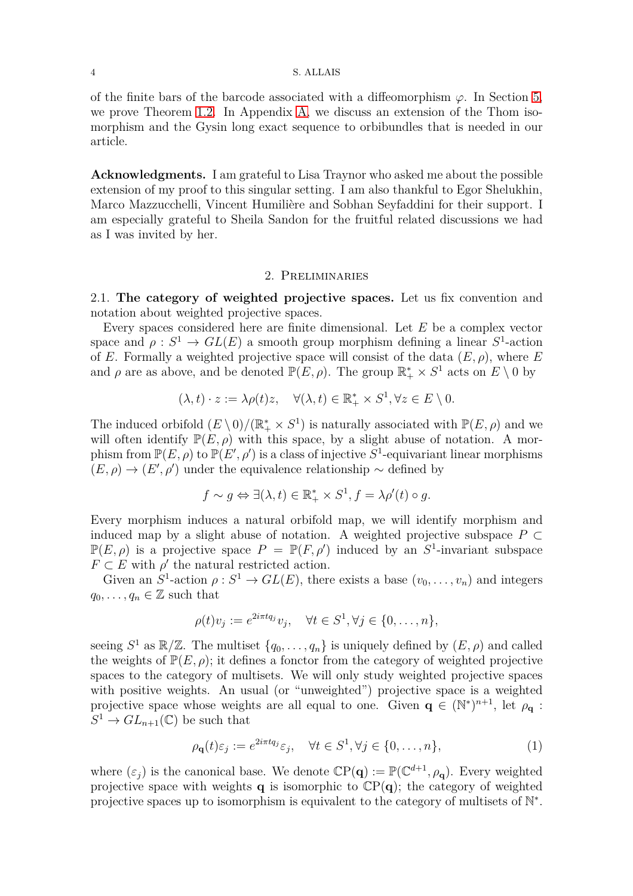of the finite bars of the barcode associated with a diffeomorphism $\varphi$. In Section 5, we prove Theorem 1.2. In Appendix A, we discuss an extension of the Thom isomorphism and the Gysin long exact sequence to orbibundles that is needed in our article.

**Acknowledgments.** I am grateful to Lisa Traynor who asked me about the possible extension of my proof to this singular setting. I am also thankful to Egor Shelukhin, Marco Mazzucchelli, Vincent Humilière and Sobhan Seyfaddini for their support. I am especially grateful to Sheila Sandon for the fruitful related discussions we had as I was invited by her.

## 2. Preliminaries

2.1. **The category of weighted projective spaces.** Let us fix convention and notation about weighted projective spaces.

Every spaces considered here are finite dimensional. Let $E$ be a complex vector space and $\rho : S^1 \to GL(E)$ a smooth group morphism defining a linear $S^1$-action of $E$. Formally a weighted projective space will consist of the data $(E, \rho)$, where $E$ and $\rho$ are as above, and be denoted $\mathbb{P}(E, \rho)$. The group $\mathbb{R}_+^* \times S^1$ acts on $E \setminus 0$ by

$$(\lambda, t) \cdot z := \lambda \rho(t) z, \quad \forall (\lambda, t) \in \mathbb{R}_+^* \times S^1, \forall z \in E \setminus 0.$$

The induced orbifold $(E \setminus 0)/(\mathbb{R}_+^* \times S^1)$ is naturally associated with $\mathbb{P}(E, \rho)$ and we will often identify $\mathbb{P}(E, \rho)$ with this space, by a slight abuse of notation. A morphism from $\mathbb{P}(E, \rho)$ to $\mathbb{P}(E', \rho')$ is a class of injective $S^1$-equivariant linear morphisms $(E, \rho) \to (E', \rho')$ under the equivalence relationship $\sim$ defined by

$$f \sim g \Leftrightarrow \exists (\lambda, t) \in \mathbb{R}_+^* \times S^1, f = \lambda \rho'(t) \circ g.$$

Every morphism induces a natural orbifold map, we will identify morphism and induced map by a slight abuse of notation. A weighted projective subspace $P \subset \mathbb{P}(E, \rho)$ is a projective space $P = \mathbb{P}(F, \rho')$ induced by an $S^1$-invariant subspace $F \subset E$ with $\rho'$ the natural restricted action.

Given an $S^1$-action $\rho : S^1 \to GL(E)$, there exists a base $(v_0, \ldots, v_n)$ and integers $q_0, \ldots, q_n \in \mathbb{Z}$ such that

$$\rho(t) v_j := e^{2i\pi t q_j} v_j, \quad \forall t \in S^1, \forall j \in \{0, \ldots, n\},$$

seeing $S^1$ as $\mathbb{R}/\mathbb{Z}$. The multiset $\{q_0, \ldots, q_n\}$ is uniquely defined by $(E, \rho)$ and called the weights of $\mathbb{P}(E, \rho)$; it defines a fonctor from the category of weighted projective spaces to the category of multisets. We will only study weighted projective spaces with positive weights. An usual (or "unweighted") projective space is a weighted projective space whose weights are all equal to one. Given $\mathbf{q} \in (\mathbb{N}^*)^{n+1}$, let $\rho_{\mathbf{q}} : S^1 \to GL_{n+1}(\mathbb{C})$ be such that

$$\rho_{\mathbf{q}}(t) \varepsilon_j := e^{2i\pi t q_j} \varepsilon_j, \quad \forall t \in S^1, \forall j \in \{0, \ldots, n\}, \tag{1}$$

where $(\varepsilon_j)$ is the canonical base. We denote $\mathbb{C}\mathrm{P}(\mathbf{q}) := \mathbb{P}(\mathbb{C}^{d+1}, \rho_{\mathbf{q}})$. Every weighted projective space with weights $\mathbf{q}$ is isomorphic to $\mathbb{C}\mathrm{P}(\mathbf{q})$; the category of weighted projective spaces up to isomorphism is equivalent to the category of multisets of $\mathbb{N}^*$.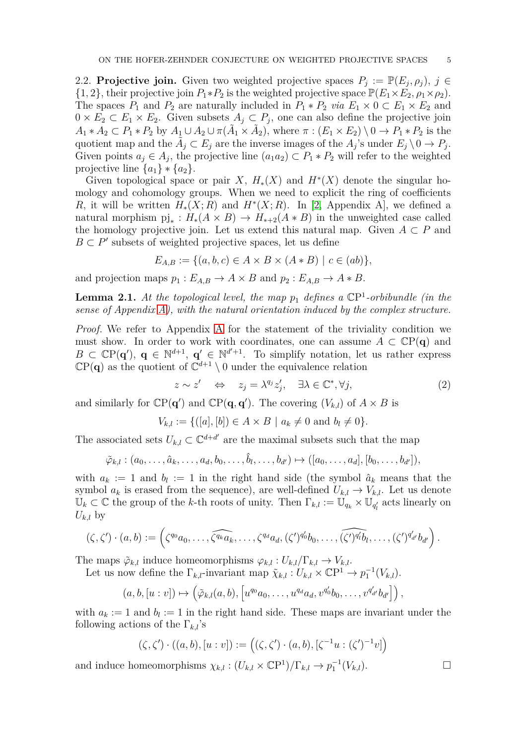2.2. **Projective join.** Given two weighted projective spaces $P_j := \mathbb{P}(E_j, \rho_j)$, $j \in \{1, 2\}$, their projective join $P_1 * P_2$ is the weighted projective space $\mathbb{P}(E_1 \times E_2, \rho_1 \times \rho_2)$. The spaces $P_1$ and $P_2$ are naturally included in $P_1 * P_2$ *via* $E_1 \times 0 \subset E_1 \times E_2$ and $0 \times E_2 \subset E_1 \times E_2$. Given subsets $A_j \subset P_j$, one can also define the projective join $A_1 * A_2 \subset P_1 * P_2$ by $A_1 \cup A_2 \cup \pi(\tilde{A}_1 \times \tilde{A}_2)$, where $\pi : (E_1 \times E_2) \setminus 0 \to P_1 * P_2$ is the quotient map and the $\tilde{A}_j \subset E_j$ are the inverse images of the $A_j$'s under $E_j \setminus 0 \to P_j$. Given points $a_j \in A_j$, the projective line $(a_1 a_2) \subset P_1 * P_2$ will refer to the weighted projective line $\{a_1\} * \{a_2\}$.

Given topological space or pair $X$, $H_*(X)$ and $H^*(X)$ denote the singular homology and cohomology groups. When we need to explicit the ring of coefficients $R$, it will be written $H_*(X; R)$ and $H^*(X; R)$. In [2, Appendix A], we defined a natural morphism $\mathrm{pj}_* : H_*(A \times B) \to H_{*+2}(A * B)$ in the unweighted case called the homology projective join. Let us extend this natural map. Given $A \subset P$ and $B \subset P'$ subsets of weighted projective spaces, let us define

$$E_{A,B} := \{(a, b, c) \in A \times B \times (A * B) \mid c \in (ab)\},$$

and projection maps $p_1 : E_{A,B} \to A \times B$ and $p_2 : E_{A,B} \to A * B$.

**Lemma 2.1.** *At the topological level, the map $p_1$ defines a $\mathbb{C}\mathrm{P}^1$-orbibundle (in the sense of Appendix A), with the natural orientation induced by the complex structure.*

*Proof.* We refer to Appendix A for the statement of the triviality condition we must show. In order to work with coordinates, one can assume $A \subset \mathbb{C}\mathrm{P}(\mathbf{q})$ and $B \subset \mathbb{C}\mathrm{P}(\mathbf{q}')$, $\mathbf{q} \in \mathbb{N}^{d+1}$, $\mathbf{q}' \in \mathbb{N}^{d'+1}$. To simplify notation, let us rather express $\mathbb{C}\mathrm{P}(\mathbf{q})$ as the quotient of $\mathbb{C}^{d+1} \setminus 0$ under the equivalence relation

$$z \sim z' \quad \Leftrightarrow \quad z_j = \lambda^{q_j} z'_j, \quad \exists \lambda \in \mathbb{C}^*, \forall j, \tag{2}$$

and similarly for $\mathbb{C}\mathrm{P}(\mathbf{q}')$ and $\mathbb{C}\mathrm{P}(\mathbf{q}, \mathbf{q}')$. The covering $(V_{k,l})$ of $A \times B$ is

$$V_{k,l} := \{([a], [b]) \in A \times B \mid a_k \neq 0 \text{ and } b_l \neq 0\}.$$

The associated sets $U_{k,l} \subset \mathbb{C}^{d+d'}$ are the maximal subsets such that the map

$$\tilde{\varphi}_{k,l} : (a_0, \ldots, \hat{a}_k, \ldots, a_d, b_0, \ldots, \hat{b}_l, \ldots, b_{d'}) \mapsto ([a_0, \ldots, a_d], [b_0, \ldots, b_{d'}]),$$

with $a_k := 1$ and $b_l := 1$ in the right hand side (the symbol $\hat{a}_k$ means that the symbol $a_k$ is erased from the sequence), are well-defined $U_{k,l} \to V_{k,l}$. Let us denote $\mathbb{U}_k \subset \mathbb{C}$ the group of the $k$-th roots of unity. Then $\Gamma_{k,l} := \mathbb{U}_{q_k} \times \mathbb{U}_{q'_l}$ acts linearly on $U_{k,l}$ by

$$(\zeta, \zeta') \cdot (a, b) := \left(\zeta^{q_0} a_0, \ldots, \widehat{\zeta^{q_k} a_k}, \ldots, \zeta^{q_d} a_d, (\zeta')^{q'_0} b_0, \ldots, \widehat{(\zeta')^{q'_l} b_l}, \ldots, (\zeta')^{q'_{d'}} b_{d'}\right).$$

The maps $\tilde{\varphi}_{k,l}$ induce homeomorphisms $\varphi_{k,l} : U_{k,l}/\Gamma_{k,l} \to V_{k,l}$.

Let us now define the $\Gamma_{k,l}$-invariant map $\tilde{\chi}_{k,l} : U_{k,l} \times \mathbb{C}\mathrm{P}^1 \to p_1^{-1}(V_{k,l})$.

$$(a, b, [u : v]) \mapsto \left(\tilde{\varphi}_{k,l}(a, b), \left[u^{q_0} a_0, \ldots, u^{q_d} a_d, v^{q'_0} b_0, \ldots, v^{q'_{d'}} b_{d'}\right]\right),$$

with $a_k := 1$ and $b_l := 1$ in the right hand side. These maps are invariant under the following actions of the $\Gamma_{k,l}$'s

$$(\zeta, \zeta') \cdot ((a, b), [u : v]) := \left((\zeta, \zeta') \cdot (a, b), [\zeta^{-1} u : (\zeta')^{-1} v]\right)$$

and induce homeomorphisms $\chi_{k,l} : (U_{k,l} \times \mathbb{C}\mathrm{P}^1)/\Gamma_{k,l} \to p_1^{-1}(V_{k,l})$. □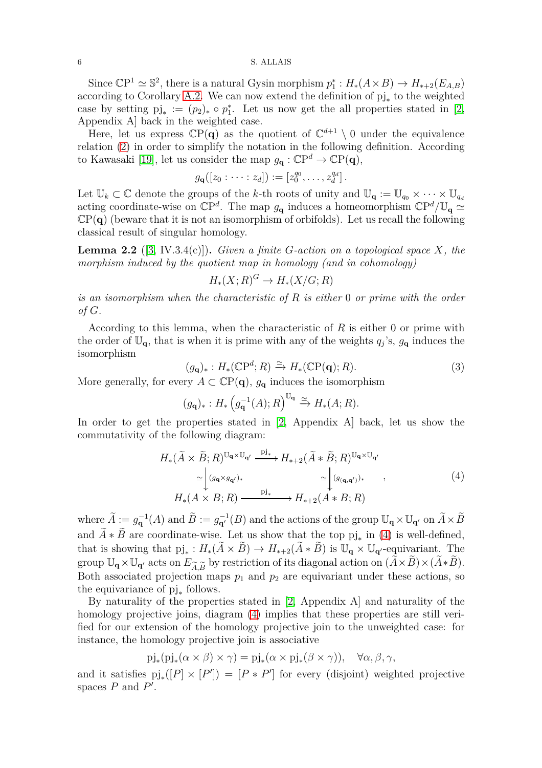Since $\mathbb{CP}^1 \simeq \mathbb{S}^2$, there is a natural Gysin morphism $p_1^* : H_*(A\times B) \to H_{*+2}(E_{A,B})$ according to Corollary A.2. We can now extend the definition of $\mathrm{pj}_*$ to the weighted case by setting $\mathrm{pj}_* := (p_2)_* \circ p_1^*$. Let us now get the all properties stated in [2, Appendix A] back in the weighted case.

Here, let us express $\mathbb{CP}(\mathbf{q})$ as the quotient of $\mathbb{C}^{d+1}\setminus 0$ under the equivalence relation (2) in order to simplify the notation in the following definition. According to Kawasaki [19], let us consider the map $g_{\mathbf{q}} : \mathbb{CP}^d \to \mathbb{CP}(\mathbf{q})$,

$$g_{\mathbf{q}}([z_0 : \dots : z_d]) := [z_0^{q_0}, \dots, z_d^{q_d}].$$

Let $\mathbb{U}_k \subset \mathbb{C}$ denote the groups of the $k$-th roots of unity and $\mathbb{U}_{\mathbf{q}} := \mathbb{U}_{q_0} \times \dots \times \mathbb{U}_{q_d}$ acting coordinate-wise on $\mathbb{CP}^d$. The map $g_{\mathbf{q}}$ induces a homeomorphism $\mathbb{CP}^d/\mathbb{U}_{\mathbf{q}} \simeq \mathbb{CP}(\mathbf{q})$ (beware that it is not an isomorphism of orbifolds). Let us recall the following classical result of singular homology.

**Lemma 2.2** ([3, IV.3.4(c)]). *Given a finite $G$-action on a topological space $X$, the morphism induced by the quotient map in homology (and in cohomology)*

$$H_*(X;R)^G \to H_*(X/G;R)$$

*is an isomorphism when the characteristic of $R$ is either 0 or prime with the order of $G$.*

According to this lemma, when the characteristic of $R$ is either 0 or prime with the order of $\mathbb{U}_{\mathbf{q}}$, that is when it is prime with any of the weights $q_j$'s, $g_{\mathbf{q}}$ induces the isomorphism

$$(g_{\mathbf{q}})_* : H_*(\mathbb{CP}^d;R) \xrightarrow{\simeq} H_*(\mathbb{CP}(\mathbf{q});R). \tag{3}$$

More generally, for every $A \subset \mathbb{CP}(\mathbf{q})$, $g_{\mathbf{q}}$ induces the isomorphism

$$(g_{\mathbf{q}})_* : H_*\left(g_{\mathbf{q}}^{-1}(A);R\right)^{\mathbb{U}_{\mathbf{q}}} \xrightarrow{\simeq} H_*(A;R).$$

In order to get the properties stated in [2, Appendix A] back, let us show the commutativity of the following diagram:

$$\begin{array}{ccc} H_*(\widetilde{A}\times\widetilde{B};R)^{\mathbb{U}_{\mathbf{q}}\times\mathbb{U}_{\mathbf{q}'}} & \xrightarrow{\mathrm{pj}_*} & H_{*+2}(\widetilde{A}*\widetilde{B};R)^{\mathbb{U}_{\mathbf{q}}\times\mathbb{U}_{\mathbf{q}'}} \\ \simeq\Big\downarrow (g_{\mathbf{q}}\times g_{\mathbf{q}'})_* & & \simeq\Big\downarrow (g_{(\mathbf{q},\mathbf{q}')})_* \\ H_*(A\times B;R) & \xrightarrow{\mathrm{pj}_*} & H_{*+2}(A*B;R) \end{array}, \tag{4}$$

where $\widetilde{A} := g_{\mathbf{q}}^{-1}(A)$ and $\widetilde{B} := g_{\mathbf{q}'}^{-1}(B)$ and the actions of the group $\mathbb{U}_{\mathbf{q}}\times\mathbb{U}_{\mathbf{q}'}$ on $\widetilde{A}\times\widetilde{B}$ and $\widetilde{A}*\widetilde{B}$ are coordinate-wise. Let us show that the top $\mathrm{pj}_*$ in (4) is well-defined, that is showing that $\mathrm{pj}_* : H_*(\widetilde{A}\times\widetilde{B}) \to H_{*+2}(\widetilde{A}*\widetilde{B})$ is $\mathbb{U}_{\mathbf{q}}\times\mathbb{U}_{\mathbf{q}'}$-equivariant. The group $\mathbb{U}_{\mathbf{q}}\times\mathbb{U}_{\mathbf{q}'}$ acts on $E_{\widetilde{A},\widetilde{B}}$ by restriction of its diagonal action on $(\widetilde{A}\times\widetilde{B})\times(\widetilde{A}*\widetilde{B})$. Both associated projection maps $p_1$ and $p_2$ are equivariant under these actions, so the equivariance of $\mathrm{pj}_*$ follows.

By naturality of the properties stated in [2, Appendix A] and naturality of the homology projective joins, diagram (4) implies that these properties are still verified for our extension of the homology projective join to the unweighted case: for instance, the homology projective join is associative

$$\mathrm{pj}_*(\mathrm{pj}_*(\alpha\times\beta)\times\gamma) = \mathrm{pj}_*(\alpha\times\mathrm{pj}_*(\beta\times\gamma)), \quad \forall\alpha,\beta,\gamma,$$

and it satisfies $\mathrm{pj}_*([P]\times[P']) = [P*P']$ for every (disjoint) weighted projective spaces $P$ and $P'$.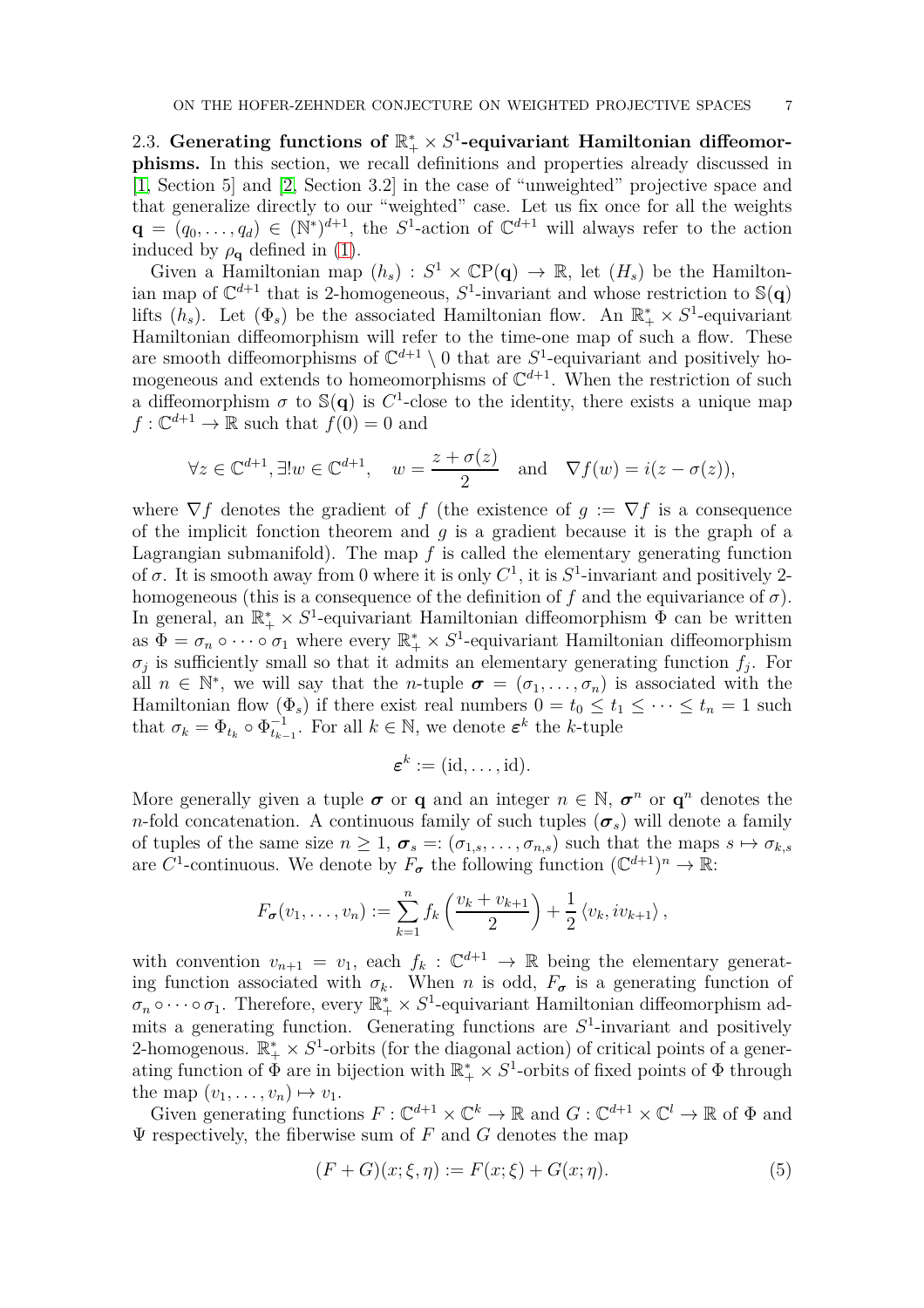### 2.3. Generating functions of $\mathbb{R}_+^* \times S^1$-equivariant Hamiltonian diffeomorphisms.

In this section, we recall definitions and properties already discussed in [1, Section 5] and [2, Section 3.2] in the case of "unweighted" projective space and that generalize directly to our "weighted" case. Let us fix once for all the weights $\mathbf{q} = (q_0, \dots, q_d) \in (\mathbb{N}^*)^{d+1}$, the $S^1$-action of $\mathbb{C}^{d+1}$ will always refer to the action induced by $\rho_{\mathbf{q}}$ defined in (1).

Given a Hamiltonian map $(h_s) : S^1 \times \mathbb{C}\mathrm{P}(\mathbf{q}) \to \mathbb{R}$, let $(H_s)$ be the Hamiltonian map of $\mathbb{C}^{d+1}$ that is 2-homogeneous, $S^1$-invariant and whose restriction to $\mathbb{S}(\mathbf{q})$ lifts $(h_s)$. Let $(\Phi_s)$ be the associated Hamiltonian flow. An $\mathbb{R}_+^* \times S^1$-equivariant Hamiltonian diffeomorphism will refer to the time-one map of such a flow. These are smooth diffeomorphisms of $\mathbb{C}^{d+1} \setminus 0$ that are $S^1$-equivariant and positively homogeneous and extends to homeomorphisms of $\mathbb{C}^{d+1}$. When the restriction of such a diffeomorphism $\sigma$ to $\mathbb{S}(\mathbf{q})$ is $C^1$-close to the identity, there exists a unique map $f : \mathbb{C}^{d+1} \to \mathbb{R}$ such that $f(0) = 0$ and

$$\forall z \in \mathbb{C}^{d+1}, \exists! w \in \mathbb{C}^{d+1}, \quad w = \frac{z + \sigma(z)}{2} \quad \text{and} \quad \nabla f(w) = i(z - \sigma(z)),$$

where $\nabla f$ denotes the gradient of $f$ (the existence of $g := \nabla f$ is a consequence of the implicit fonction theorem and $g$ is a gradient because it is the graph of a Lagrangian submanifold). The map $f$ is called the elementary generating function of $\sigma$. It is smooth away from 0 where it is only $C^1$, it is $S^1$-invariant and positively 2-homogeneous (this is a consequence of the definition of $f$ and the equivariance of $\sigma$). In general, an $\mathbb{R}_+^* \times S^1$-equivariant Hamiltonian diffeomorphism $\Phi$ can be written as $\Phi = \sigma_n \circ \dots \circ \sigma_1$ where every $\mathbb{R}_+^* \times S^1$-equivariant Hamiltonian diffeomorphism $\sigma_j$ is sufficiently small so that it admits an elementary generating function $f_j$. For all $n \in \mathbb{N}^*$, we will say that the $n$-tuple $\boldsymbol{\sigma} = (\sigma_1, \dots, \sigma_n)$ is associated with the Hamiltonian flow $(\Phi_s)$ if there exist real numbers $0 = t_0 \leq t_1 \leq \dots \leq t_n = 1$ such that $\sigma_k = \Phi_{t_k} \circ \Phi_{t_{k-1}}^{-1}$. For all $k \in \mathbb{N}$, we denote $\boldsymbol{\varepsilon}^k$ the $k$-tuple

$$\boldsymbol{\varepsilon}^k := (\mathrm{id}, \dots, \mathrm{id}).$$

More generally given a tuple $\boldsymbol{\sigma}$ or $\mathbf{q}$ and an integer $n \in \mathbb{N}$, $\boldsymbol{\sigma}^n$ or $\mathbf{q}^n$ denotes the $n$-fold concatenation. A continuous family of such tuples $(\boldsymbol{\sigma}_s)$ will denote a family of tuples of the same size $n \geq 1$, $\boldsymbol{\sigma}_s =: (\sigma_{1,s}, \dots, \sigma_{n,s})$ such that the maps $s \mapsto \sigma_{k,s}$ are $C^1$-continuous. We denote by $F_{\boldsymbol{\sigma}}$ the following function $(\mathbb{C}^{d+1})^n \to \mathbb{R}$:

$$F_{\boldsymbol{\sigma}}(v_1, \dots, v_n) := \sum_{k=1}^{n} f_k\left(\frac{v_k + v_{k+1}}{2}\right) + \frac{1}{2}\langle v_k, i v_{k+1}\rangle,$$

with convention $v_{n+1} = v_1$, each $f_k : \mathbb{C}^{d+1} \to \mathbb{R}$ being the elementary generating function associated with $\sigma_k$. When $n$ is odd, $F_{\boldsymbol{\sigma}}$ is a generating function of $\sigma_n \circ \dots \circ \sigma_1$. Therefore, every $\mathbb{R}_+^* \times S^1$-equivariant Hamiltonian diffeomorphism admits a generating function. Generating functions are $S^1$-invariant and positively 2-homogenous. $\mathbb{R}_+^* \times S^1$-orbits (for the diagonal action) of critical points of a generating function of $\Phi$ are in bijection with $\mathbb{R}_+^* \times S^1$-orbits of fixed points of $\Phi$ through the map $(v_1, \dots, v_n) \mapsto v_1$.

Given generating functions $F : \mathbb{C}^{d+1} \times \mathbb{C}^k \to \mathbb{R}$ and $G : \mathbb{C}^{d+1} \times \mathbb{C}^l \to \mathbb{R}$ of $\Phi$ and $\Psi$ respectively, the fiberwise sum of $F$ and $G$ denotes the map

$$(F + G)(x; \xi, \eta) := F(x; \xi) + G(x; \eta). \tag{5}$$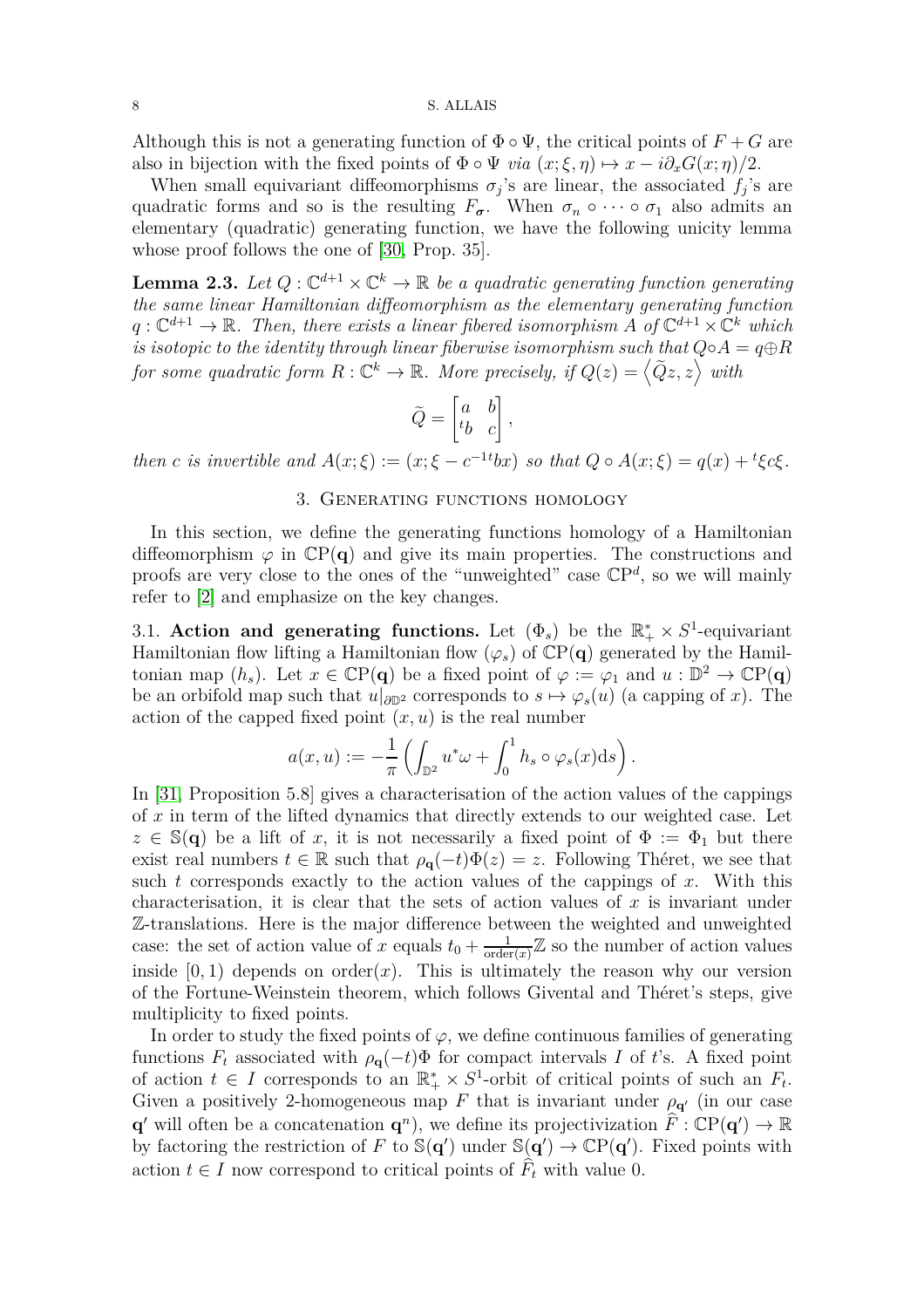Although this is not a generating function of $\Phi \circ \Psi$, the critical points of $F + G$ are also in bijection with the fixed points of $\Phi \circ \Psi$ *via* $(x; \xi, \eta) \mapsto x - i\partial_x G(x; \eta)/2$.

When small equivariant diffeomorphisms $\sigma_j$'s are linear, the associated $f_j$'s are quadratic forms and so is the resulting $F_{\boldsymbol{\sigma}}$. When $\sigma_n \circ \cdots \circ \sigma_1$ also admits an elementary (quadratic) generating function, we have the following unicity lemma whose proof follows the one of [30, Prop. 35].

**Lemma 2.3.** *Let $Q : \mathbb{C}^{d+1} \times \mathbb{C}^k \to \mathbb{R}$ be a quadratic generating function generating the same linear Hamiltonian diffeomorphism as the elementary generating function $q : \mathbb{C}^{d+1} \to \mathbb{R}$. Then, there exists a linear fibered isomorphism $A$ of $\mathbb{C}^{d+1} \times \mathbb{C}^k$ which is isotopic to the identity through linear fiberwise isomorphism such that $Q \circ A = q \oplus R$ for some quadratic form $R : \mathbb{C}^k \to \mathbb{R}$. More precisely, if $Q(z) = \left\langle \widetilde{Q}z, z \right\rangle$ with*

$$\widetilde{Q} = \begin{bmatrix} a & b \\ {}^t b & c \end{bmatrix},$$

*then $c$ is invertible and $A(x; \xi) := (x; \xi - c^{-1}\,{}^t bx)$ so that $Q \circ A(x; \xi) = q(x) + {}^t\xi c \xi$.*

## 3. Generating functions homology

In this section, we define the generating functions homology of a Hamiltonian diffeomorphism $\varphi$ in $\mathbb{CP}(\mathbf{q})$ and give its main properties. The constructions and proofs are very close to the ones of the "unweighted" case $\mathbb{CP}^d$, so we will mainly refer to [2] and emphasize on the key changes.

### 3.1. Action and generating functions.

Let $(\Phi_s)$ be the $\mathbb{R}_+^* \times S^1$-equivariant Hamiltonian flow lifting a Hamiltonian flow $(\varphi_s)$ of $\mathbb{CP}(\mathbf{q})$ generated by the Hamiltonian map $(h_s)$. Let $x \in \mathbb{CP}(\mathbf{q})$ be a fixed point of $\varphi := \varphi_1$ and $u : \mathbb{D}^2 \to \mathbb{CP}(\mathbf{q})$ be an orbifold map such that $u|_{\partial\mathbb{D}^2}$ corresponds to $s \mapsto \varphi_s(u)$ (a capping of $x$). The action of the capped fixed point $(x, u)$ is the real number

$$a(x, u) := -\frac{1}{\pi}\left( \int_{\mathbb{D}^2} u^*\omega + \int_0^1 h_s \circ \varphi_s(x) \mathrm{d}s \right).$$

In [31, Proposition 5.8] gives a characterisation of the action values of the cappings of $x$ in term of the lifted dynamics that directly extends to our weighted case. Let $z \in \mathbb{S}(\mathbf{q})$ be a lift of $x$, it is not necessarily a fixed point of $\Phi := \Phi_1$ but there exist real numbers $t \in \mathbb{R}$ such that $\rho_{\mathbf{q}}(-t)\Phi(z) = z$. Following Théret, we see that such $t$ corresponds exactly to the action values of the cappings of $x$. With this characterisation, it is clear that the sets of action values of $x$ is invariant under $\mathbb{Z}$-translations. Here is the major difference between the weighted and unweighted case: the set of action value of $x$ equals $t_0 + \frac{1}{\mathrm{order}(x)}\mathbb{Z}$ so the number of action values inside $[0, 1)$ depends on $\mathrm{order}(x)$. This is ultimately the reason why our version of the Fortune-Weinstein theorem, which follows Givental and Théret's steps, give multiplicity to fixed points.

In order to study the fixed points of $\varphi$, we define continuous families of generating functions $F_t$ associated with $\rho_{\mathbf{q}}(-t)\Phi$ for compact intervals $I$ of $t$'s. A fixed point of action $t \in I$ corresponds to an $\mathbb{R}_+^* \times S^1$-orbit of critical points of such an $F_t$. Given a positively 2-homogeneous map $F$ that is invariant under $\rho_{\mathbf{q}'}$ (in our case $\mathbf{q}'$ will often be a concatenation $\mathbf{q}^n$), we define its projectivization $\widehat{F} : \mathbb{CP}(\mathbf{q}') \to \mathbb{R}$ by factoring the restriction of $F$ to $\mathbb{S}(\mathbf{q}')$ under $\mathbb{S}(\mathbf{q}') \to \mathbb{CP}(\mathbf{q}')$. Fixed points with action $t \in I$ now correspond to critical points of $\widehat{F}_t$ with value 0.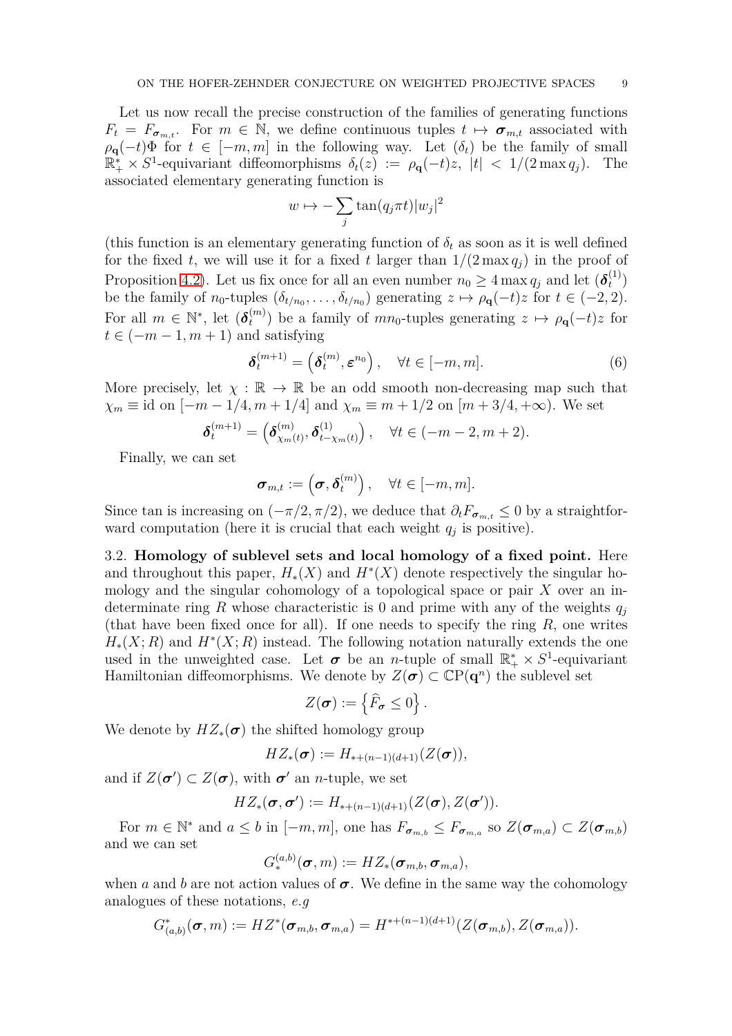Let us now recall the precise construction of the families of generating functions $F_t = F_{\boldsymbol{\sigma}_{m,t}}$. For $m \in \mathbb{N}$, we define continuous tuples $t \mapsto \boldsymbol{\sigma}_{m,t}$ associated with $\rho_{\mathbf{q}}(-t)\Phi$ for $t \in [-m, m]$ in the following way. Let $(\delta_t)$ be the family of small $\mathbb{R}_+^* \times S^1$-equivariant diffeomorphisms $\delta_t(z) := \rho_{\mathbf{q}}(-t)z$, $|t| < 1/(2\max q_j)$. The associated elementary generating function is

$$w \mapsto -\sum_j \tan(q_j \pi t)|w_j|^2$$

(this function is an elementary generating function of $\delta_t$ as soon as it is well defined for the fixed $t$, we will use it for a fixed $t$ larger than $1/(2\max q_j)$ in the proof of Proposition 4.2). Let us fix once for all an even number $n_0 \geq 4\max q_j$ and let $(\boldsymbol{\delta}_t^{(1)})$ be the family of $n_0$-tuples $(\delta_{t/n_0}, \ldots, \delta_{t/n_0})$ generating $z \mapsto \rho_{\mathbf{q}}(-t)z$ for $t \in (-2, 2)$. For all $m \in \mathbb{N}^*$, let $(\boldsymbol{\delta}_t^{(m)})$ be a family of $mn_0$-tuples generating $z \mapsto \rho_{\mathbf{q}}(-t)z$ for $t \in (-m-1, m+1)$ and satisfying

$$\boldsymbol{\delta}_t^{(m+1)} = \left(\boldsymbol{\delta}_t^{(m)}, \boldsymbol{\varepsilon}^{n_0}\right), \quad \forall t \in [-m, m]. \tag{6}$$

More precisely, let $\chi : \mathbb{R} \to \mathbb{R}$ be an odd smooth non-decreasing map such that $\chi_m \equiv \mathrm{id}$ on $[-m-1/4, m+1/4]$ and $\chi_m \equiv m+1/2$ on $[m+3/4, +\infty)$. We set

$$\boldsymbol{\delta}_t^{(m+1)} = \left(\boldsymbol{\delta}_{\chi_m(t)}^{(m)}, \boldsymbol{\delta}_{t-\chi_m(t)}^{(1)}\right), \quad \forall t \in (-m-2, m+2).$$

Finally, we can set

$$\boldsymbol{\sigma}_{m,t} := \left(\boldsymbol{\sigma}, \boldsymbol{\delta}_t^{(m)}\right), \quad \forall t \in [-m, m].$$

Since tan is increasing on $(-\pi/2, \pi/2)$, we deduce that $\partial_t F_{\boldsymbol{\sigma}_{m,t}} \leq 0$ by a straightforward computation (here it is crucial that each weight $q_j$ is positive).

3.2. **Homology of sublevel sets and local homology of a fixed point.** Here and throughout this paper, $H_*(X)$ and $H^*(X)$ denote respectively the singular homology and the singular cohomology of a topological space or pair $X$ over an indeterminate ring $R$ whose characteristic is 0 and prime with any of the weights $q_j$ (that have been fixed once for all). If one needs to specify the ring $R$, one writes $H_*(X; R)$ and $H^*(X; R)$ instead. The following notation naturally extends the one used in the unweighted case. Let $\boldsymbol{\sigma}$ be an $n$-tuple of small $\mathbb{R}_+^* \times S^1$-equivariant Hamiltonian diffeomorphisms. We denote by $Z(\boldsymbol{\sigma}) \subset \mathbb{C}\mathrm{P}(\mathbf{q}^n)$ the sublevel set

$$Z(\boldsymbol{\sigma}) := \left\{\widehat{F}_{\boldsymbol{\sigma}} \leq 0\right\}.$$

We denote by $HZ_*(\boldsymbol{\sigma})$ the shifted homology group

$$HZ_*(\boldsymbol{\sigma}) := H_{*+(n-1)(d+1)}(Z(\boldsymbol{\sigma})),$$

and if $Z(\boldsymbol{\sigma}') \subset Z(\boldsymbol{\sigma})$, with $\boldsymbol{\sigma}'$ an $n$-tuple, we set

$$HZ_*(\boldsymbol{\sigma}, \boldsymbol{\sigma}') := H_{*+(n-1)(d+1)}(Z(\boldsymbol{\sigma}), Z(\boldsymbol{\sigma}')).$$

For $m \in \mathbb{N}^*$ and $a \leq b$ in $[-m, m]$, one has $F_{\boldsymbol{\sigma}_{m,b}} \leq F_{\boldsymbol{\sigma}_{m,a}}$ so $Z(\boldsymbol{\sigma}_{m,a}) \subset Z(\boldsymbol{\sigma}_{m,b})$ and we can set

$$G_*^{(a,b)}(\boldsymbol{\sigma}, m) := HZ_*(\boldsymbol{\sigma}_{m,b}, \boldsymbol{\sigma}_{m,a}),$$

when $a$ and $b$ are not action values of $\boldsymbol{\sigma}$. We define in the same way the cohomology analogues of these notations, *e.g*

$$G^*_{(a,b)}(\boldsymbol{\sigma}, m) := HZ^*(\boldsymbol{\sigma}_{m,b}, \boldsymbol{\sigma}_{m,a}) = H^{*+(n-1)(d+1)}(Z(\boldsymbol{\sigma}_{m,b}), Z(\boldsymbol{\sigma}_{m,a})).$$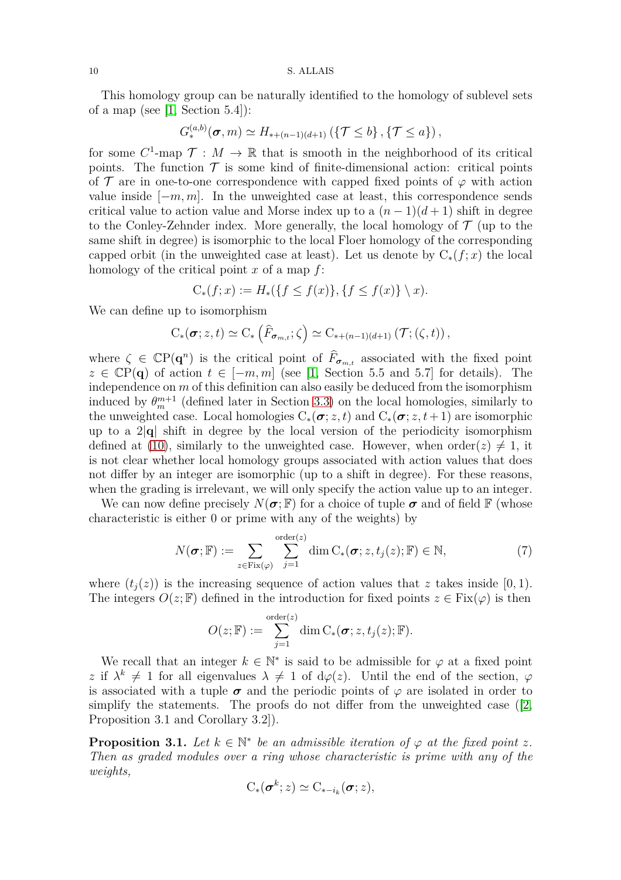This homology group can be naturally identified to the homology of sublevel sets of a map (see [1, Section 5.4]):

$$G_*^{(a,b)}(\boldsymbol{\sigma}, m) \simeq H_{*+(n-1)(d+1)}\left(\{\mathcal{T} \leq b\}, \{\mathcal{T} \leq a\}\right),$$

for some $C^1$-map $\mathcal{T} : M \to \mathbb{R}$ that is smooth in the neighborhood of its critical points. The function $\mathcal{T}$ is some kind of finite-dimensional action: critical points of $\mathcal{T}$ are in one-to-one correspondence with capped fixed points of $\varphi$ with action value inside $[-m, m]$. In the unweighted case at least, this correspondence sends critical value to action value and Morse index up to a $(n-1)(d+1)$ shift in degree to the Conley-Zehnder index. More generally, the local homology of $\mathcal{T}$ (up to the same shift in degree) is isomorphic to the local Floer homology of the corresponding capped orbit (in the unweighted case at least). Let us denote by $\mathrm{C}_*(f; x)$ the local homology of the critical point $x$ of a map $f$:

$$\mathrm{C}_*(f; x) := H_*(\{f \leq f(x)\}, \{f \leq f(x)\} \setminus x).$$

We can define up to isomorphism

$$\mathrm{C}_*(\boldsymbol{\sigma}; z, t) \simeq \mathrm{C}_*\left(\widehat{F}_{\boldsymbol{\sigma}_{m,t}}; \zeta\right) \simeq \mathrm{C}_{*+(n-1)(d+1)}\left(\mathcal{T}; (\zeta, t)\right),$$

where $\zeta \in \mathbb{C}\mathrm{P}(\mathbf{q}^n)$ is the critical point of $\widehat{F}_{\boldsymbol{\sigma}_{m,t}}$ associated with the fixed point $z \in \mathbb{C}\mathrm{P}(\mathbf{q})$ of action $t \in [-m, m]$ (see [1, Section 5.5 and 5.7] for details). The independence on $m$ of this definition can also easily be deduced from the isomorphism induced by $\theta_m^{m+1}$ (defined later in Section 3.3) on the local homologies, similarly to the unweighted case. Local homologies $\mathrm{C}_*(\boldsymbol{\sigma}; z, t)$ and $\mathrm{C}_*(\boldsymbol{\sigma}; z, t+1)$ are isomorphic up to a $2|\mathbf{q}|$ shift in degree by the local version of the periodicity isomorphism defined at (10), similarly to the unweighted case. However, when $\mathrm{order}(z) \neq 1$, it is not clear whether local homology groups associated with action values that does not differ by an integer are isomorphic (up to a shift in degree). For these reasons, when the grading is irrelevant, we will only specify the action value up to an integer.

We can now define precisely $N(\boldsymbol{\sigma}; \mathbb{F})$ for a choice of tuple $\boldsymbol{\sigma}$ and of field $\mathbb{F}$ (whose characteristic is either 0 or prime with any of the weights) by

$$N(\boldsymbol{\sigma}; \mathbb{F}) := \sum_{z \in \mathrm{Fix}(\varphi)} \sum_{j=1}^{\mathrm{order}(z)} \dim \mathrm{C}_*(\boldsymbol{\sigma}; z, t_j(z); \mathbb{F}) \in \mathbb{N}, \tag{7}$$

where $(t_j(z))$ is the increasing sequence of action values that $z$ takes inside $[0, 1)$. The integers $O(z; \mathbb{F})$ defined in the introduction for fixed points $z \in \mathrm{Fix}(\varphi)$ is then

$$O(z; \mathbb{F}) := \sum_{j=1}^{\mathrm{order}(z)} \dim \mathrm{C}_*(\boldsymbol{\sigma}; z, t_j(z); \mathbb{F}).$$

We recall that an integer $k \in \mathbb{N}^*$ is said to be admissible for $\varphi$ at a fixed point $z$ if $\lambda^k \neq 1$ for all eigenvalues $\lambda \neq 1$ of $\mathrm{d}\varphi(z)$. Until the end of the section, $\varphi$ is associated with a tuple $\boldsymbol{\sigma}$ and the periodic points of $\varphi$ are isolated in order to simplify the statements. The proofs do not differ from the unweighted case ([2, Proposition 3.1 and Corollary 3.2]).

**Proposition 3.1.** *Let $k \in \mathbb{N}^*$ be an admissible iteration of $\varphi$ at the fixed point $z$. Then as graded modules over a ring whose characteristic is prime with any of the weights,*

$$\mathrm{C}_*(\boldsymbol{\sigma}^k; z) \simeq \mathrm{C}_{*-i_k}(\boldsymbol{\sigma}; z),$$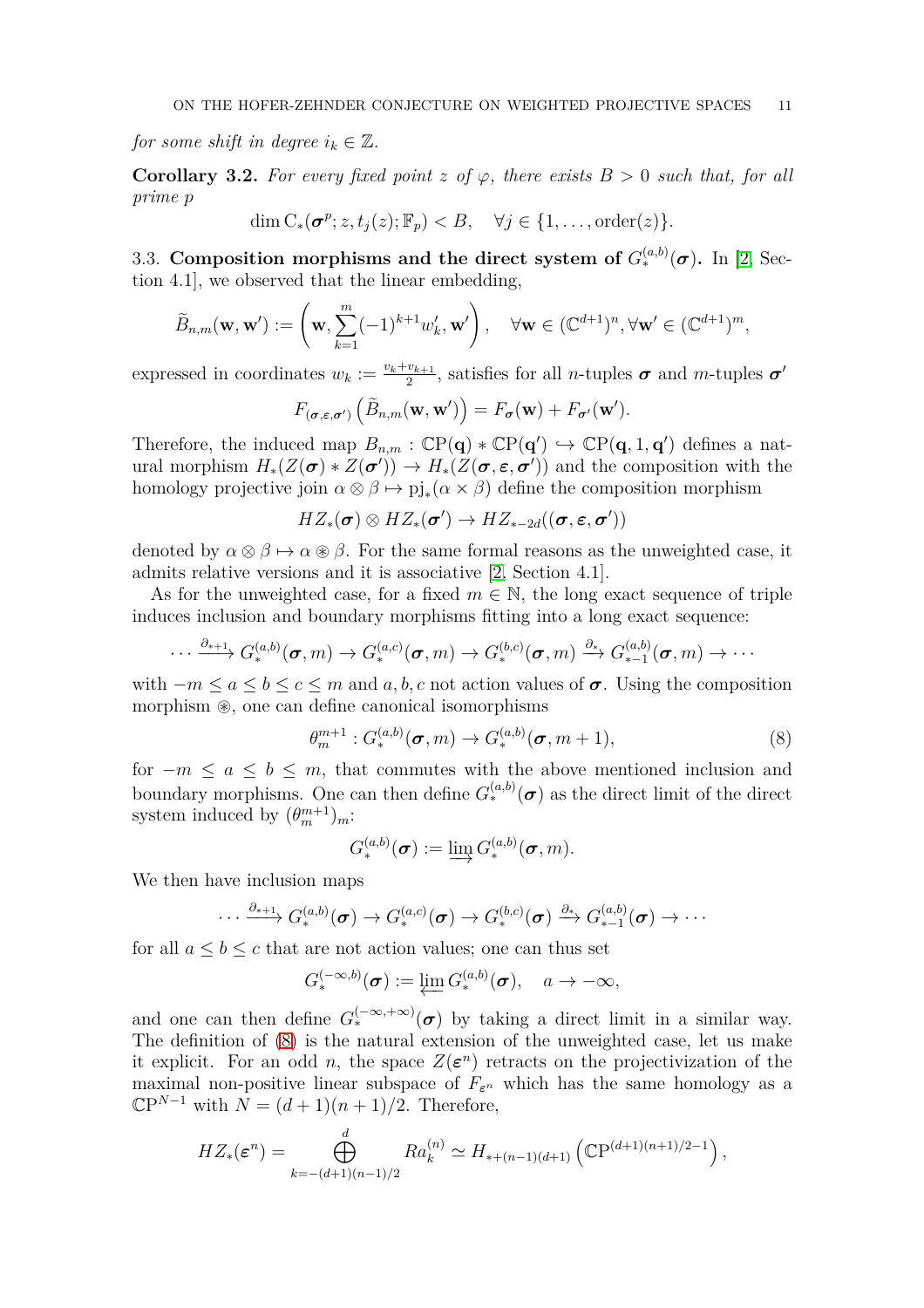*for some shift in degree $i_k \in \mathbb{Z}$.*

**Corollary 3.2.** *For every fixed point $z$ of $\varphi$, there exists $B > 0$ such that, for all prime $p$*

$$\dim \mathrm{C}_*(\boldsymbol{\sigma}^p; z, t_j(z); \mathbb{F}_p) < B, \quad \forall j \in \{1, \dots, \mathrm{order}(z)\}.$$

3.3. **Composition morphisms and the direct system of $G_*^{(a,b)}(\boldsymbol{\sigma})$.** In [2, Section 4.1], we observed that the linear embedding,

$$\widetilde{B}_{n,m}(\mathbf{w}, \mathbf{w}') := \left( \mathbf{w}, \sum_{k=1}^{m} (-1)^{k+1} w'_k, \mathbf{w}' \right), \quad \forall \mathbf{w} \in (\mathbb{C}^{d+1})^n, \forall \mathbf{w}' \in (\mathbb{C}^{d+1})^m,$$

expressed in coordinates $w_k := \frac{v_k + v_{k+1}}{2}$, satisfies for all $n$-tuples $\boldsymbol{\sigma}$ and $m$-tuples $\boldsymbol{\sigma}'$

$$F_{(\boldsymbol{\sigma}, \boldsymbol{\varepsilon}, \boldsymbol{\sigma}')} \left( \widetilde{B}_{n,m}(\mathbf{w}, \mathbf{w}') \right) = F_{\boldsymbol{\sigma}}(\mathbf{w}) + F_{\boldsymbol{\sigma}'}(\mathbf{w}').$$

Therefore, the induced map $B_{n,m} : \mathbb{C}\mathrm{P}(\mathbf{q}) * \mathbb{C}\mathrm{P}(\mathbf{q}') \hookrightarrow \mathbb{C}\mathrm{P}(\mathbf{q}, 1, \mathbf{q}')$ defines a natural morphism $H_*(Z(\boldsymbol{\sigma}) * Z(\boldsymbol{\sigma}')) \to H_*(Z(\boldsymbol{\sigma}, \boldsymbol{\varepsilon}, \boldsymbol{\sigma}'))$ and the composition with the homology projective join $\alpha \otimes \beta \mapsto \mathrm{pj}_*(\alpha \times \beta)$ define the composition morphism

$$HZ_*(\boldsymbol{\sigma}) \otimes HZ_*(\boldsymbol{\sigma}') \to HZ_{*-2d}((\boldsymbol{\sigma}, \boldsymbol{\varepsilon}, \boldsymbol{\sigma}'))$$

denoted by $\alpha \otimes \beta \mapsto \alpha \circledast \beta$. For the same formal reasons as the unweighted case, it admits relative versions and it is associative [2, Section 4.1].

As for the unweighted case, for a fixed $m \in \mathbb{N}$, the long exact sequence of triple induces inclusion and boundary morphisms fitting into a long exact sequence:

$$\cdots \xrightarrow{\partial_{*+1}} G_*^{(a,b)}(\boldsymbol{\sigma}, m) \to G_*^{(a,c)}(\boldsymbol{\sigma}, m) \to G_*^{(b,c)}(\boldsymbol{\sigma}, m) \xrightarrow{\partial_*} G_{*-1}^{(a,b)}(\boldsymbol{\sigma}, m) \to \cdots$$

with $-m \le a \le b \le c \le m$ and $a, b, c$ not action values of $\boldsymbol{\sigma}$. Using the composition morphism $\circledast$, one can define canonical isomorphisms

$$\theta_m^{m+1} : G_*^{(a,b)}(\boldsymbol{\sigma}, m) \to G_*^{(a,b)}(\boldsymbol{\sigma}, m+1), \tag{8}$$

for $-m \le a \le b \le m$, that commutes with the above mentioned inclusion and boundary morphisms. One can then define $G_*^{(a,b)}(\boldsymbol{\sigma})$ as the direct limit of the direct system induced by $(\theta_m^{m+1})_m$:

$$G_*^{(a,b)}(\boldsymbol{\sigma}) := \varinjlim G_*^{(a,b)}(\boldsymbol{\sigma}, m).$$

We then have inclusion maps

$$\cdots \xrightarrow{\partial_{*+1}} G_*^{(a,b)}(\boldsymbol{\sigma}) \to G_*^{(a,c)}(\boldsymbol{\sigma}) \to G_*^{(b,c)}(\boldsymbol{\sigma}) \xrightarrow{\partial_*} G_{*-1}^{(a,b)}(\boldsymbol{\sigma}) \to \cdots$$

for all $a \le b \le c$ that are not action values; one can thus set

$$G_*^{(-\infty,b)}(\boldsymbol{\sigma}) := \varprojlim G_*^{(a,b)}(\boldsymbol{\sigma}), \quad a \to -\infty,$$

and one can then define $G_*^{(-\infty,+\infty)}(\boldsymbol{\sigma})$ by taking a direct limit in a similar way. The definition of (8) is the natural extension of the unweighted case, let us make it explicit. For an odd $n$, the space $Z(\boldsymbol{\varepsilon}^n)$ retracts on the projectivization of the maximal non-positive linear subspace of $F_{\boldsymbol{\varepsilon}^n}$ which has the same homology as a $\mathbb{C}\mathrm{P}^{N-1}$ with $N = (d+1)(n+1)/2$. Therefore,

$$HZ_*(\boldsymbol{\varepsilon}^n) = \bigoplus_{k=-(d+1)(n-1)/2}^{d} R a_k^{(n)} \simeq H_{*+(n-1)(d+1)} \left( \mathbb{C}\mathrm{P}^{(d+1)(n+1)/2-1} \right),$$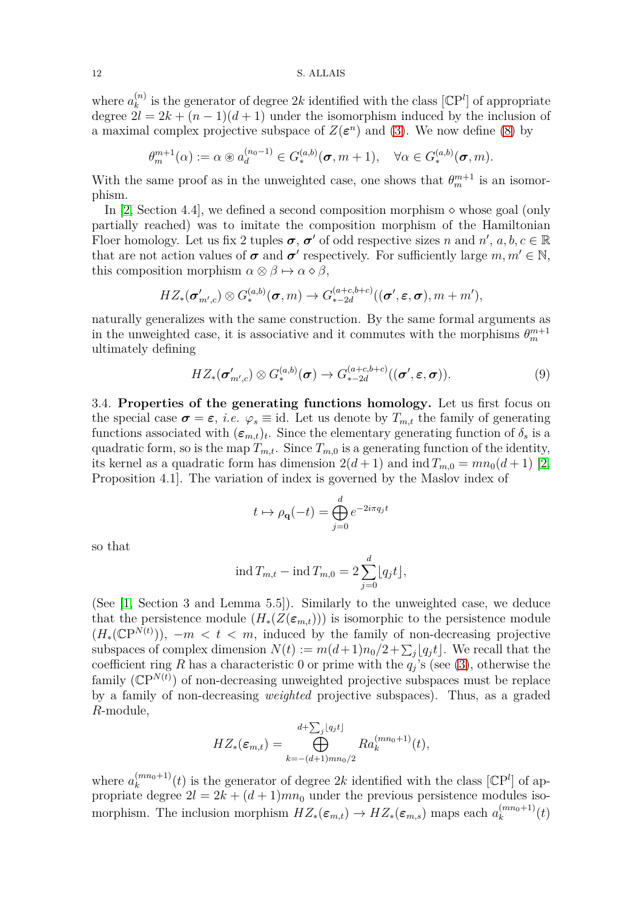where $a_k^{(n)}$ is the generator of degree $2k$ identified with the class $[\mathbb{C}\mathrm{P}^l]$ of appropriate degree $2l = 2k + (n-1)(d+1)$ under the isomorphism induced by the inclusion of a maximal complex projective subspace of $Z(\boldsymbol{\varepsilon}^n)$ and (3). We now define (8) by

$$\theta_m^{m+1}(\alpha) := \alpha \circledast a_d^{(n_0-1)} \in G_*^{(a,b)}(\boldsymbol{\sigma}, m+1), \quad \forall \alpha \in G_*^{(a,b)}(\boldsymbol{\sigma}, m).$$

With the same proof as in the unweighted case, one shows that $\theta_m^{m+1}$ is an isomorphism.

In [2, Section 4.4], we defined a second composition morphism $\diamond$ whose goal (only partially reached) was to imitate the composition morphism of the Hamiltonian Floer homology. Let us fix 2 tuples $\boldsymbol{\sigma}$, $\boldsymbol{\sigma}'$ of odd respective sizes $n$ and $n'$, $a, b, c \in \mathbb{R}$ that are not action values of $\boldsymbol{\sigma}$ and $\boldsymbol{\sigma}'$ respectively. For sufficiently large $m, m' \in \mathbb{N}$, this composition morphism $\alpha \otimes \beta \mapsto \alpha \diamond \beta$,

$$HZ_*(\boldsymbol{\sigma}'_{m',c}) \otimes G_*^{(a,b)}(\boldsymbol{\sigma}, m) \to G_{*-2d}^{(a+c,b+c)}((\boldsymbol{\sigma}', \boldsymbol{\varepsilon}, \boldsymbol{\sigma}), m+m'),$$

naturally generalizes with the same construction. By the same formal arguments as in the unweighted case, it is associative and it commutes with the morphisms $\theta_m^{m+1}$ ultimately defining

$$HZ_*(\boldsymbol{\sigma}'_{m',c}) \otimes G_*^{(a,b)}(\boldsymbol{\sigma}) \to G_{*-2d}^{(a+c,b+c)}((\boldsymbol{\sigma}', \boldsymbol{\varepsilon}, \boldsymbol{\sigma})). \tag{9}$$

## 3.4. **Properties of the generating functions homology.**

Let us first focus on the special case $\boldsymbol{\sigma} = \boldsymbol{\varepsilon}$, *i.e.* $\varphi_s \equiv \mathrm{id}$. Let us denote by $T_{m,t}$ the family of generating functions associated with $(\boldsymbol{\varepsilon}_{m,t})_t$. Since the elementary generating function of $\delta_s$ is a quadratic form, so is the map $T_{m,t}$. Since $T_{m,0}$ is a generating function of the identity, its kernel as a quadratic form has dimension $2(d+1)$ and $\operatorname{ind} T_{m,0} = mn_0(d+1)$ [2, Proposition 4.1]. The variation of index is governed by the Maslov index of

$$t \mapsto \rho_{\mathbf{q}}(-t) = \bigoplus_{j=0}^{d} e^{-2i\pi q_j t}$$

so that

$$\operatorname{ind} T_{m,t} - \operatorname{ind} T_{m,0} = 2\sum_{j=0}^{d} \lfloor q_j t \rfloor,$$

(See [1, Section 3 and Lemma 5.5]). Similarly to the unweighted case, we deduce that the persistence module $(H_*(Z(\boldsymbol{\varepsilon}_{m,t})))$ is isomorphic to the persistence module $(H_*(\mathbb{C}\mathrm{P}^{N(t)}))$, $-m < t < m$, induced by the family of non-decreasing projective subspaces of complex dimension $N(t) := m(d+1)n_0/2 + \sum_j \lfloor q_j t \rfloor$. We recall that the coefficient ring $R$ has a characteristic 0 or prime with the $q_j$'s (see (3), otherwise the family $(\mathbb{C}\mathrm{P}^{N(t)})$ of non-decreasing unweighted projective subspaces must be replace by a family of non-decreasing *weighted* projective subspaces). Thus, as a graded $R$-module,

$$HZ_*(\boldsymbol{\varepsilon}_{m,t}) = \bigoplus_{k=-(d+1)mn_0/2}^{d+\sum_j \lfloor q_j t \rfloor} R a_k^{(mn_0+1)}(t),$$

where $a_k^{(mn_0+1)}(t)$ is the generator of degree $2k$ identified with the class $[\mathbb{C}\mathrm{P}^l]$ of appropriate degree $2l = 2k + (d+1)mn_0$ under the previous persistence modules isomorphism. The inclusion morphism $HZ_*(\boldsymbol{\varepsilon}_{m,t}) \to HZ_*(\boldsymbol{\varepsilon}_{m,s})$ maps each $a_k^{(mn_0+1)}(t)$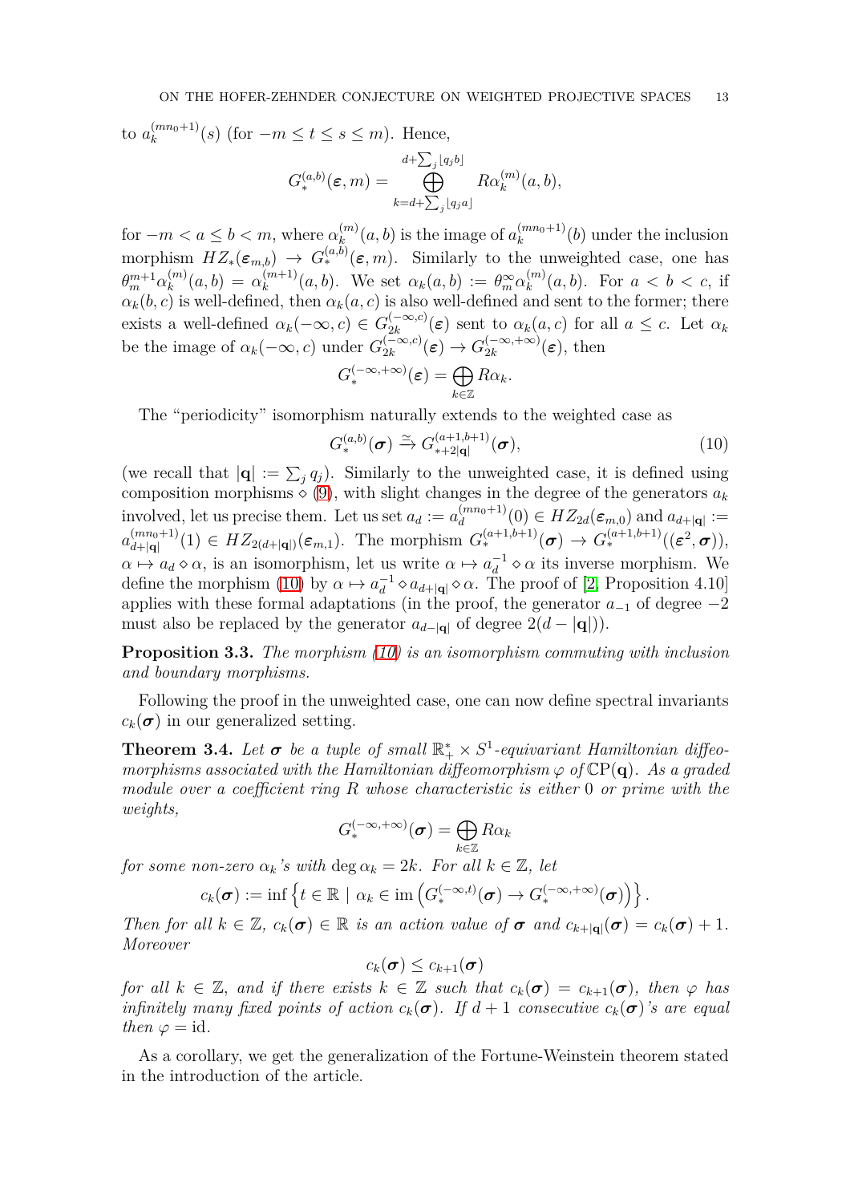to $a_k^{(mn_0+1)}(s)$ (for $-m \leq t \leq s \leq m$). Hence,

$$G_*^{(a,b)}(\boldsymbol{\varepsilon}, m) = \bigoplus_{k=d+\sum_j \lfloor q_j a \rfloor}^{d+\sum_j \lfloor q_j b \rfloor} R\alpha_k^{(m)}(a,b),$$

for $-m < a \leq b < m$, where $\alpha_k^{(m)}(a,b)$ is the image of $a_k^{(mn_0+1)}(b)$ under the inclusion morphism $HZ_*(\boldsymbol{\varepsilon}_{m,b}) \to G_*^{(a,b)}(\boldsymbol{\varepsilon}, m)$. Similarly to the unweighted case, one has $\theta_m^{m+1}\alpha_k^{(m)}(a,b) = \alpha_k^{(m+1)}(a,b)$. We set $\alpha_k(a,b) := \theta_m^\infty \alpha_k^{(m)}(a,b)$. For $a < b < c$, if $\alpha_k(b,c)$ is well-defined, then $\alpha_k(a,c)$ is also well-defined and sent to the former; there exists a well-defined $\alpha_k(-\infty, c) \in G_{2k}^{(-\infty,c)}(\boldsymbol{\varepsilon})$ sent to $\alpha_k(a,c)$ for all $a \leq c$. Let $\alpha_k$ be the image of $\alpha_k(-\infty,c)$ under $G_{2k}^{(-\infty,c)}(\boldsymbol{\varepsilon}) \to G_{2k}^{(-\infty,+\infty)}(\boldsymbol{\varepsilon})$, then

$$G_*^{(-\infty,+\infty)}(\boldsymbol{\varepsilon}) = \bigoplus_{k\in\mathbb{Z}} R\alpha_k.$$

The "periodicity" isomorphism naturally extends to the weighted case as

$$G_*^{(a,b)}(\boldsymbol{\sigma}) \xrightarrow{\simeq} G_{*+2|\mathbf{q}|}^{(a+1,b+1)}(\boldsymbol{\sigma}), \tag{10}$$

(we recall that $|\mathbf{q}| := \sum_j q_j$). Similarly to the unweighted case, it is defined using composition morphisms $\diamond$ (9), with slight changes in the degree of the generators $a_k$ involved, let us precise them. Let us set $a_d := a_d^{(mn_0+1)}(0) \in HZ_{2d}(\boldsymbol{\varepsilon}_{m,0})$ and $a_{d+|\mathbf{q}|} := a_{d+|\mathbf{q}|}^{(mn_0+1)}(1) \in HZ_{2(d+|\mathbf{q}|)}(\boldsymbol{\varepsilon}_{m,1})$. The morphism $G_*^{(a+1,b+1)}(\boldsymbol{\sigma}) \to G_*^{(a+1,b+1)}((\boldsymbol{\varepsilon}^2, \boldsymbol{\sigma}))$, $\alpha \mapsto a_d \diamond \alpha$, is an isomorphism, let us write $\alpha \mapsto a_d^{-1} \diamond \alpha$ its inverse morphism. We define the morphism (10) by $\alpha \mapsto a_d^{-1} \diamond a_{d+|\mathbf{q}|} \diamond \alpha$. The proof of [2, Proposition 4.10] applies with these formal adaptations (in the proof, the generator $a_{-1}$ of degree $-2$ must also be replaced by the generator $a_{d-|\mathbf{q}|}$ of degree $2(d-|\mathbf{q}|)$).

**Proposition 3.3.** *The morphism (10) is an isomorphism commuting with inclusion and boundary morphisms.*

Following the proof in the unweighted case, one can now define spectral invariants $c_k(\boldsymbol{\sigma})$ in our generalized setting.

**Theorem 3.4.** *Let $\boldsymbol{\sigma}$ be a tuple of small $\mathbb{R}_+^* \times S^1$-equivariant Hamiltonian diffeomorphisms associated with the Hamiltonian diffeomorphism $\varphi$ of $\mathbb{C}\mathrm{P}(\mathbf{q})$. As a graded module over a coefficient ring $R$ whose characteristic is either $0$ or prime with the weights,*

$$G_*^{(-\infty,+\infty)}(\boldsymbol{\sigma}) = \bigoplus_{k\in\mathbb{Z}} R\alpha_k$$

*for some non-zero $\alpha_k$'s with $\deg \alpha_k = 2k$. For all $k \in \mathbb{Z}$, let*

$$c_k(\boldsymbol{\sigma}) := \inf\left\{ t \in \mathbb{R} \mid \alpha_k \in \operatorname{im}\left(G_*^{(-\infty,t)}(\boldsymbol{\sigma}) \to G_*^{(-\infty,+\infty)}(\boldsymbol{\sigma})\right)\right\}.$$

*Then for all $k \in \mathbb{Z}$, $c_k(\boldsymbol{\sigma}) \in \mathbb{R}$ is an action value of $\boldsymbol{\sigma}$ and $c_{k+|\mathbf{q}|}(\boldsymbol{\sigma}) = c_k(\boldsymbol{\sigma}) + 1$. Moreover*

$$c_k(\boldsymbol{\sigma}) \leq c_{k+1}(\boldsymbol{\sigma})$$

*for all $k \in \mathbb{Z}$, and if there exists $k \in \mathbb{Z}$ such that $c_k(\boldsymbol{\sigma}) = c_{k+1}(\boldsymbol{\sigma})$, then $\varphi$ has infinitely many fixed points of action $c_k(\boldsymbol{\sigma})$. If $d+1$ consecutive $c_k(\boldsymbol{\sigma})$'s are equal then $\varphi = \mathrm{id}$.*

As a corollary, we get the generalization of the Fortune-Weinstein theorem stated in the introduction of the article.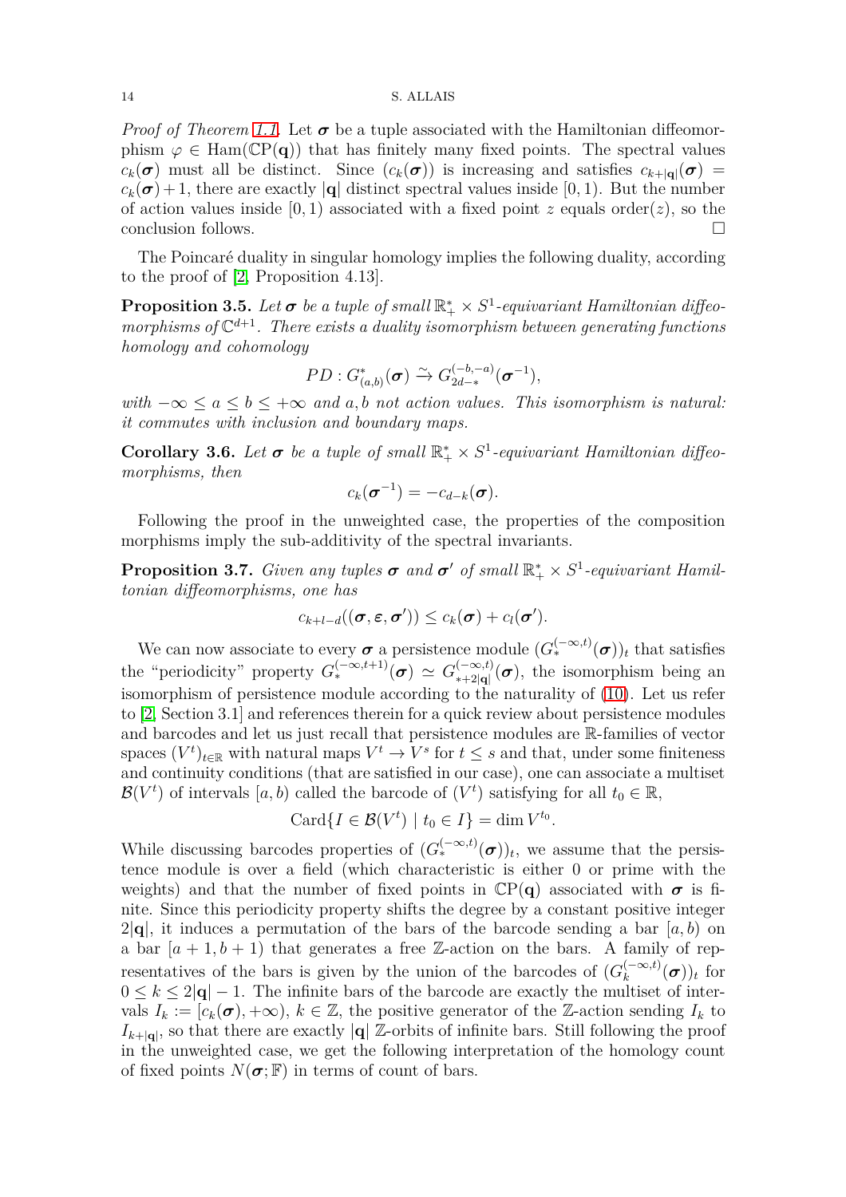*Proof of Theorem 1.1.* Let $\boldsymbol{\sigma}$ be a tuple associated with the Hamiltonian diffeomorphism $\varphi \in \mathrm{Ham}(\mathbb{C}\mathrm{P}(\mathbf{q}))$ that has finitely many fixed points. The spectral values $c_k(\boldsymbol{\sigma})$ must all be distinct. Since $(c_k(\boldsymbol{\sigma}))$ is increasing and satisfies $c_{k+|\mathbf{q}|}(\boldsymbol{\sigma}) = c_k(\boldsymbol{\sigma})+1$, there are exactly $|\mathbf{q}|$ distinct spectral values inside $[0,1)$. But the number of action values inside $[0,1)$ associated with a fixed point $z$ equals $\mathrm{order}(z)$, so the conclusion follows. □

The Poincaré duality in singular homology implies the following duality, according to the proof of [2, Proposition 4.13].

**Proposition 3.5.** *Let $\boldsymbol{\sigma}$ be a tuple of small $\mathbb{R}_+^* \times S^1$-equivariant Hamiltonian diffeomorphisms of $\mathbb{C}^{d+1}$. There exists a duality isomorphism between generating functions homology and cohomology*

$$PD : G^*_{(a,b)}(\boldsymbol{\sigma}) \xrightarrow{\sim} G_{2d-*}^{(-b,-a)}(\boldsymbol{\sigma}^{-1}),$$

*with $-\infty \leq a \leq b \leq +\infty$ and $a,b$ not action values. This isomorphism is natural: it commutes with inclusion and boundary maps.*

**Corollary 3.6.** *Let $\boldsymbol{\sigma}$ be a tuple of small $\mathbb{R}_+^* \times S^1$-equivariant Hamiltonian diffeomorphisms, then*

$$c_k(\boldsymbol{\sigma}^{-1}) = -c_{d-k}(\boldsymbol{\sigma}).$$

Following the proof in the unweighted case, the properties of the composition morphisms imply the sub-additivity of the spectral invariants.

**Proposition 3.7.** *Given any tuples $\boldsymbol{\sigma}$ and $\boldsymbol{\sigma}'$ of small $\mathbb{R}_+^* \times S^1$-equivariant Hamiltonian diffeomorphisms, one has*

$$c_{k+l-d}((\boldsymbol{\sigma}, \boldsymbol{\varepsilon}, \boldsymbol{\sigma}')) \leq c_k(\boldsymbol{\sigma}) + c_l(\boldsymbol{\sigma}').$$

We can now associate to every $\boldsymbol{\sigma}$ a persistence module $(G_*^{(-\infty,t)}(\boldsymbol{\sigma}))_t$ that satisfies the "periodicity" property $G_*^{(-\infty,t+1)}(\boldsymbol{\sigma}) \simeq G_{*+2|\mathbf{q}|}^{(-\infty,t)}(\boldsymbol{\sigma})$, the isomorphism being an isomorphism of persistence module according to the naturality of (10). Let us refer to [2, Section 3.1] and references therein for a quick review about persistence modules and barcodes and let us just recall that persistence modules are $\mathbb{R}$-families of vector spaces $(V^t)_{t\in\mathbb{R}}$ with natural maps $V^t \to V^s$ for $t \leq s$ and that, under some finiteness and continuity conditions (that are satisfied in our case), one can associate a multiset $\mathcal{B}(V^t)$ of intervals $[a,b)$ called the barcode of $(V^t)$ satisfying for all $t_0 \in \mathbb{R}$,

$$\mathrm{Card}\{I \in \mathcal{B}(V^t) \mid t_0 \in I\} = \dim V^{t_0}.$$

While discussing barcodes properties of $(G_*^{(-\infty,t)}(\boldsymbol{\sigma}))_t$, we assume that the persistence module is over a field (which characteristic is either 0 or prime with the weights) and that the number of fixed points in $\mathbb{C}\mathrm{P}(\mathbf{q})$ associated with $\boldsymbol{\sigma}$ is finite. Since this periodicity property shifts the degree by a constant positive integer $2|\mathbf{q}|$, it induces a permutation of the bars of the barcode sending a bar $[a,b)$ on a bar $[a+1,b+1)$ that generates a free $\mathbb{Z}$-action on the bars. A family of representatives of the bars is given by the union of the barcodes of $(G_k^{(-\infty,t)}(\boldsymbol{\sigma}))_t$ for $0 \leq k \leq 2|\mathbf{q}|-1$. The infinite bars of the barcode are exactly the multiset of intervals $I_k := [c_k(\boldsymbol{\sigma}), +\infty)$, $k \in \mathbb{Z}$, the positive generator of the $\mathbb{Z}$-action sending $I_k$ to $I_{k+|\mathbf{q}|}$, so that there are exactly $|\mathbf{q}|$ $\mathbb{Z}$-orbits of infinite bars. Still following the proof in the unweighted case, we get the following interpretation of the homology count of fixed points $N(\boldsymbol{\sigma};\mathbb{F})$ in terms of count of bars.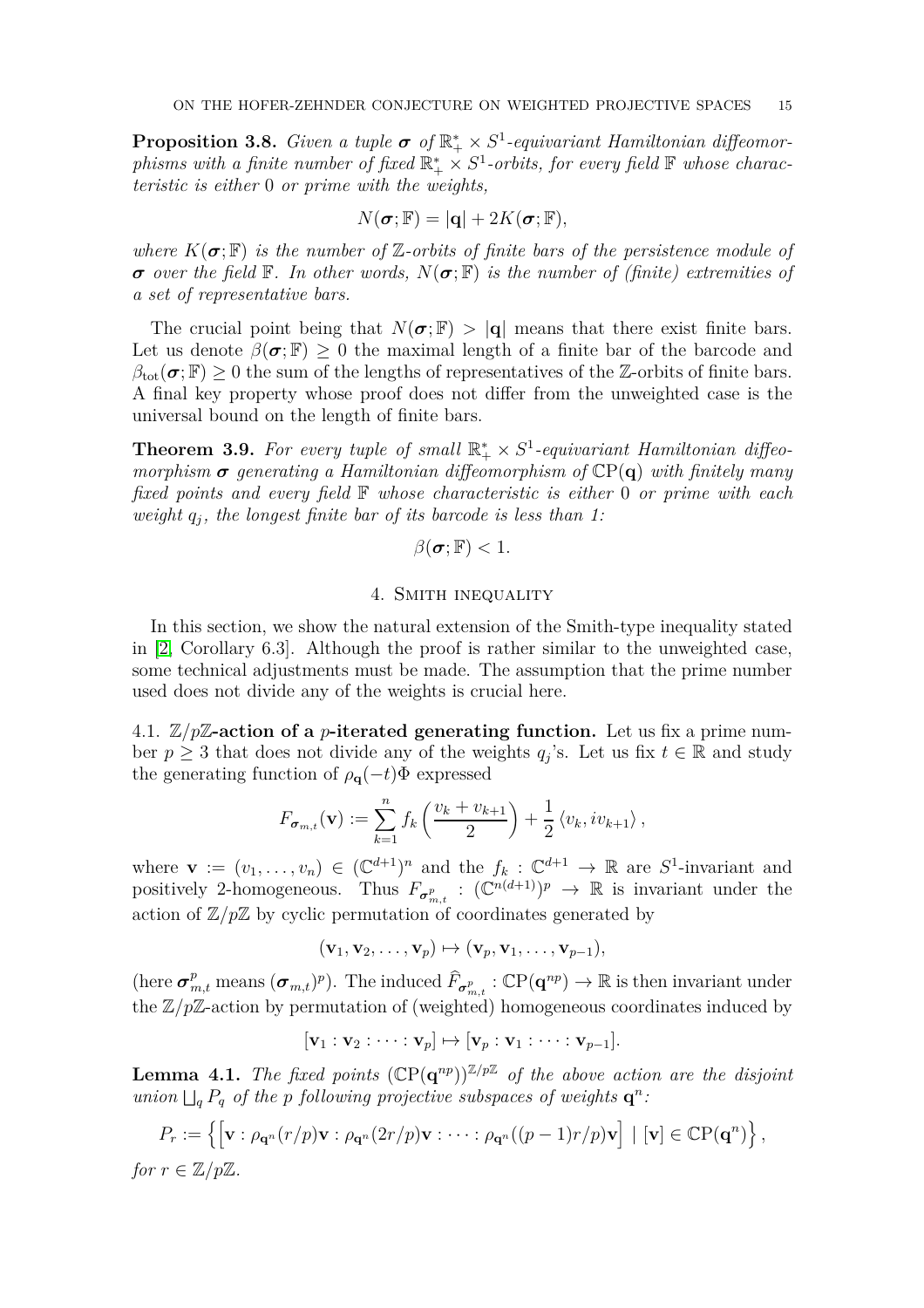**Proposition 3.8.** *Given a tuple $\boldsymbol{\sigma}$ of $\mathbb{R}_+^* \times S^1$-equivariant Hamiltonian diffeomorphisms with a finite number of fixed $\mathbb{R}_+^* \times S^1$-orbits, for every field $\mathbb{F}$ whose characteristic is either $0$ or prime with the weights,*

$$N(\boldsymbol{\sigma}; \mathbb{F}) = |\mathbf{q}| + 2K(\boldsymbol{\sigma}; \mathbb{F}),$$

*where $K(\boldsymbol{\sigma}; \mathbb{F})$ is the number of $\mathbb{Z}$-orbits of finite bars of the persistence module of $\boldsymbol{\sigma}$ over the field $\mathbb{F}$. In other words, $N(\boldsymbol{\sigma}; \mathbb{F})$ is the number of (finite) extremities of a set of representative bars.*

The crucial point being that $N(\boldsymbol{\sigma}; \mathbb{F}) > |\mathbf{q}|$ means that there exist finite bars. Let us denote $\beta(\boldsymbol{\sigma}; \mathbb{F}) \geq 0$ the maximal length of a finite bar of the barcode and $\beta_{\text{tot}}(\boldsymbol{\sigma}; \mathbb{F}) \geq 0$ the sum of the lengths of representatives of the $\mathbb{Z}$-orbits of finite bars. A final key property whose proof does not differ from the unweighted case is the universal bound on the length of finite bars.

**Theorem 3.9.** *For every tuple of small $\mathbb{R}_+^* \times S^1$-equivariant Hamiltonian diffeomorphism $\boldsymbol{\sigma}$ generating a Hamiltonian diffeomorphism of $\mathbb{C}\mathrm{P}(\mathbf{q})$ with finitely many fixed points and every field $\mathbb{F}$ whose characteristic is either $0$ or prime with each weight $q_j$, the longest finite bar of its barcode is less than 1:*

$$\beta(\boldsymbol{\sigma}; \mathbb{F}) < 1.$$

## 4. Smith inequality

In this section, we show the natural extension of the Smith-type inequality stated in [2, Corollary 6.3]. Although the proof is rather similar to the unweighted case, some technical adjustments must be made. The assumption that the prime number used does not divide any of the weights is crucial here.

4.1. **$\mathbb{Z}/p\mathbb{Z}$-action of a $p$-iterated generating function.** Let us fix a prime number $p \geq 3$ that does not divide any of the weights $q_j$'s. Let us fix $t \in \mathbb{R}$ and study the generating function of $\rho_{\mathbf{q}}(-t)\Phi$ expressed

$$F_{\boldsymbol{\sigma}_{m,t}}(\mathbf{v}) := \sum_{k=1}^{n} f_k\left(\frac{v_k + v_{k+1}}{2}\right) + \frac{1}{2}\left\langle v_k, i v_{k+1}\right\rangle,$$

where $\mathbf{v} := (v_1, \ldots, v_n) \in (\mathbb{C}^{d+1})^n$ and the $f_k : \mathbb{C}^{d+1} \to \mathbb{R}$ are $S^1$-invariant and positively 2-homogeneous. Thus $F_{\boldsymbol{\sigma}^p_{m,t}} : (\mathbb{C}^{n(d+1)})^p \to \mathbb{R}$ is invariant under the action of $\mathbb{Z}/p\mathbb{Z}$ by cyclic permutation of coordinates generated by

$$(\mathbf{v}_1, \mathbf{v}_2, \ldots, \mathbf{v}_p) \mapsto (\mathbf{v}_p, \mathbf{v}_1, \ldots, \mathbf{v}_{p-1}),$$

(here $\boldsymbol{\sigma}^p_{m,t}$ means $(\boldsymbol{\sigma}_{m,t})^p$). The induced $\widehat{F}_{\boldsymbol{\sigma}^p_{m,t}} : \mathbb{C}\mathrm{P}(\mathbf{q}^{np}) \to \mathbb{R}$ is then invariant under the $\mathbb{Z}/p\mathbb{Z}$-action by permutation of (weighted) homogeneous coordinates induced by

$$[\mathbf{v}_1 : \mathbf{v}_2 : \cdots : \mathbf{v}_p] \mapsto [\mathbf{v}_p : \mathbf{v}_1 : \cdots : \mathbf{v}_{p-1}].$$

**Lemma 4.1.** *The fixed points $(\mathbb{C}\mathrm{P}(\mathbf{q}^{np}))^{\mathbb{Z}/p\mathbb{Z}}$ of the above action are the disjoint union $\bigsqcup_q P_q$ of the $p$ following projective subspaces of weights $\mathbf{q}^n$:*

$$P_r := \left\{\left[\mathbf{v} : \rho_{\mathbf{q}^n}(r/p)\mathbf{v} : \rho_{\mathbf{q}^n}(2r/p)\mathbf{v} : \cdots : \rho_{\mathbf{q}^n}((p-1)r/p)\mathbf{v}\right] \mid [\mathbf{v}] \in \mathbb{C}\mathrm{P}(\mathbf{q}^n)\right\},$$

*for $r \in \mathbb{Z}/p\mathbb{Z}$.*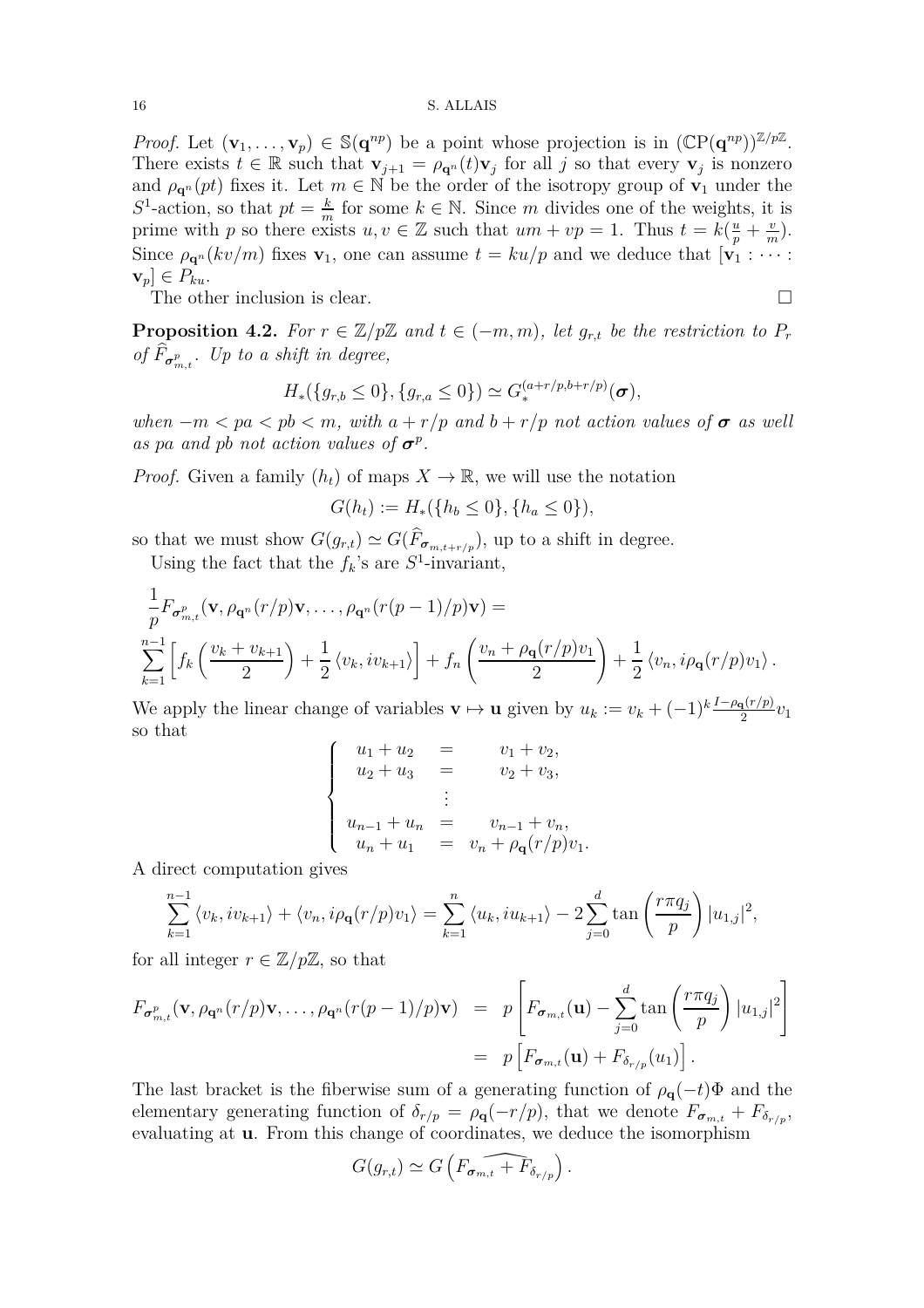*Proof.* Let $(\mathbf{v}_1, \ldots, \mathbf{v}_p) \in \mathbb{S}(\mathbf{q}^{np})$ be a point whose projection is in $(\mathbb{CP}(\mathbf{q}^{np}))^{\mathbb{Z}/p\mathbb{Z}}$. There exists $t \in \mathbb{R}$ such that $\mathbf{v}_{j+1} = \rho_{\mathbf{q}^n}(t)\mathbf{v}_j$ for all $j$ so that every $\mathbf{v}_j$ is nonzero and $\rho_{\mathbf{q}^n}(pt)$ fixes it. Let $m \in \mathbb{N}$ be the order of the isotropy group of $\mathbf{v}_1$ under the $S^1$-action, so that $pt = \frac{k}{m}$ for some $k \in \mathbb{N}$. Since $m$ divides one of the weights, it is prime with $p$ so there exists $u, v \in \mathbb{Z}$ such that $um + vp = 1$. Thus $t = k(\frac{u}{p} + \frac{v}{m})$. Since $\rho_{\mathbf{q}^n}(kv/m)$ fixes $\mathbf{v}_1$, one can assume $t = ku/p$ and we deduce that $[\mathbf{v}_1 : \cdots : \mathbf{v}_p] \in P_{ku}$.

The other inclusion is clear. $\square$

**Proposition 4.2.** *For $r \in \mathbb{Z}/p\mathbb{Z}$ and $t \in (-m, m)$, let $g_{r,t}$ be the restriction to $P_r$ of $\widehat{F}_{\boldsymbol{\sigma}^p_{m,t}}$. Up to a shift in degree,*

$$H_*(\{g_{r,b} \leq 0\}, \{g_{r,a} \leq 0\}) \simeq G_*^{(a+r/p, b+r/p)}(\boldsymbol{\sigma}),$$

*when $-m < pa < pb < m$, with $a + r/p$ and $b + r/p$ not action values of $\boldsymbol{\sigma}$ as well as $pa$ and $pb$ not action values of $\boldsymbol{\sigma}^p$.*

*Proof.* Given a family $(h_t)$ of maps $X \to \mathbb{R}$, we will use the notation

$$G(h_t) := H_*(\{h_b \leq 0\}, \{h_a \leq 0\}),$$

so that we must show $G(g_{r,t}) \simeq G(\widehat{F}_{\boldsymbol{\sigma}_{m,t+r/p}})$, up to a shift in degree.

Using the fact that the $f_k$'s are $S^1$-invariant,

$$\frac{1}{p} F_{\boldsymbol{\sigma}^p_{m,t}}(\mathbf{v}, \rho_{\mathbf{q}^n}(r/p)\mathbf{v}, \ldots, \rho_{\mathbf{q}^n}(r(p-1)/p)\mathbf{v}) =$$
$$\sum_{k=1}^{n-1} \left[ f_k\left(\frac{v_k + v_{k+1}}{2}\right) + \frac{1}{2}\langle v_k, iv_{k+1}\rangle \right] + f_n\left(\frac{v_n + \rho_{\mathbf{q}}(r/p)v_1}{2}\right) + \frac{1}{2}\langle v_n, i\rho_{\mathbf{q}}(r/p)v_1\rangle.$$

We apply the linear change of variables $\mathbf{v} \mapsto \mathbf{u}$ given by $u_k := v_k + (-1)^k \frac{I - \rho_{\mathbf{q}}(r/p)}{2} v_1$ so that

$$\begin{cases} u_1 + u_2 &= v_1 + v_2, \\ u_2 + u_3 &= v_2 + v_3, \\ &\vdots \\ u_{n-1} + u_n &= v_{n-1} + v_n, \\ u_n + u_1 &= v_n + \rho_{\mathbf{q}}(r/p)v_1. \end{cases}$$

A direct computation gives

$$\sum_{k=1}^{n-1} \langle v_k, iv_{k+1}\rangle + \langle v_n, i\rho_{\mathbf{q}}(r/p)v_1\rangle = \sum_{k=1}^{n} \langle u_k, iu_{k+1}\rangle - 2\sum_{j=0}^{d} \tan\left(\frac{r\pi q_j}{p}\right)|u_{1,j}|^2,$$

for all integer $r \in \mathbb{Z}/p\mathbb{Z}$, so that

$$\begin{aligned} F_{\boldsymbol{\sigma}^p_{m,t}}(\mathbf{v}, \rho_{\mathbf{q}^n}(r/p)\mathbf{v}, \ldots, \rho_{\mathbf{q}^n}(r(p-1)/p)\mathbf{v}) &= p\left[F_{\boldsymbol{\sigma}_{m,t}}(\mathbf{u}) - \sum_{j=0}^{d} \tan\left(\frac{r\pi q_j}{p}\right)|u_{1,j}|^2\right] \\ &= p\left[F_{\boldsymbol{\sigma}_{m,t}}(\mathbf{u}) + F_{\delta_{r/p}}(u_1)\right]. \end{aligned}$$

The last bracket is the fiberwise sum of a generating function of $\rho_{\mathbf{q}}(-t)\Phi$ and the elementary generating function of $\delta_{r/p} = \rho_{\mathbf{q}}(-r/p)$, that we denote $F_{\boldsymbol{\sigma}_{m,t}} + F_{\delta_{r/p}}$, evaluating at $\mathbf{u}$. From this change of coordinates, we deduce the isomorphism

$$G(g_{r,t}) \simeq G\left(\widehat{F_{\boldsymbol{\sigma}_{m,t}} + F_{\delta_{r/p}}}\right).$$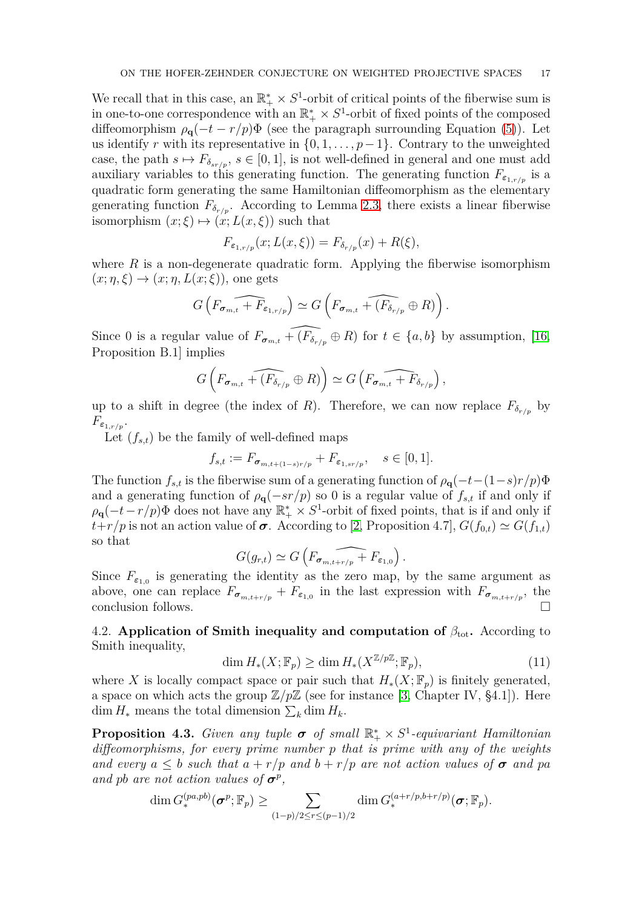We recall that in this case, an $\mathbb{R}_+^* \times S^1$-orbit of critical points of the fiberwise sum is in one-to-one correspondence with an $\mathbb{R}_+^* \times S^1$-orbit of fixed points of the composed diffeomorphism $\rho_{\mathbf{q}}(-t - r/p)\Phi$ (see the paragraph surrounding Equation (5)). Let us identify $r$ with its representative in $\{0, 1, \ldots, p-1\}$. Contrary to the unweighted case, the path $s \mapsto F_{\delta_{sr/p}}$, $s \in [0,1]$, is not well-defined in general and one must add auxiliary variables to this generating function. The generating function $F_{\varepsilon_{1,r/p}}$ is a quadratic form generating the same Hamiltonian diffeomorphism as the elementary generating function $F_{\delta_{r/p}}$. According to Lemma 2.3, there exists a linear fiberwise isomorphism $(x;\xi) \mapsto (x; L(x,\xi))$ such that

$$F_{\varepsilon_{1,r/p}}(x; L(x,\xi)) = F_{\delta_{r/p}}(x) + R(\xi),$$

where $R$ is a non-degenerate quadratic form. Applying the fiberwise isomorphism $(x;\eta,\xi) \to (x;\eta, L(x;\xi))$, one gets

$$G\left(F_{\boldsymbol{\sigma}_{m,t}} \widehat{+} F_{\varepsilon_{1,r/p}}\right) \simeq G\left(F_{\boldsymbol{\sigma}_{m,t}} \widehat{+} (F_{\delta_{r/p}} \oplus R)\right).$$

Since 0 is a regular value of $F_{\boldsymbol{\sigma}_{m,t}} \widehat{+} (F_{\delta_{r/p}} \oplus R)$ for $t \in \{a,b\}$ by assumption, [16, Proposition B.1] implies

$$G\left(F_{\boldsymbol{\sigma}_{m,t}} \widehat{+} (F_{\delta_{r/p}} \oplus R)\right) \simeq G\left(F_{\boldsymbol{\sigma}_{m,t}} \widehat{+} F_{\delta_{r/p}}\right),$$

up to a shift in degree (the index of $R$). Therefore, we can now replace $F_{\delta_{r/p}}$ by $F_{\varepsilon_{1,r/p}}$.

Let $(f_{s,t})$ be the family of well-defined maps

$$f_{s,t} := F_{\boldsymbol{\sigma}_{m,t+(1-s)r/p}} + F_{\varepsilon_{1,sr/p}}, \quad s \in [0,1].$$

The function $f_{s,t}$ is the fiberwise sum of a generating function of $\rho_{\mathbf{q}}(-t-(1-s)r/p)\Phi$ and a generating function of $\rho_{\mathbf{q}}(-sr/p)$ so 0 is a regular value of $f_{s,t}$ if and only if $\rho_{\mathbf{q}}(-t-r/p)\Phi$ does not have any $\mathbb{R}_+^* \times S^1$-orbit of fixed points, that is if and only if $t + r/p$ is not an action value of $\boldsymbol{\sigma}$. According to [2, Proposition 4.7], $G(f_{0,t}) \simeq G(f_{1,t})$ so that

$$G(g_{r,t}) \simeq G\left(F_{\boldsymbol{\sigma}_{m,t+r/p}} \widehat{+} F_{\varepsilon_{1,0}}\right).$$

Since $F_{\varepsilon_{1,0}}$ is generating the identity as the zero map, by the same argument as above, one can replace $F_{\boldsymbol{\sigma}_{m,t+r/p}} + F_{\varepsilon_{1,0}}$ in the last expression with $F_{\boldsymbol{\sigma}_{m,t+r/p}}$, the conclusion follows. $\square$

## 4.2. Application of Smith inequality and computation of $\beta_{\text{tot}}$.

According to Smith inequality,

$$\dim H_*(X; \mathbb{F}_p) \geq \dim H_*(X^{\mathbb{Z}/p\mathbb{Z}}; \mathbb{F}_p), \tag{11}$$

where $X$ is locally compact space or pair such that $H_*(X;\mathbb{F}_p)$ is finitely generated, a space on which acts the group $\mathbb{Z}/p\mathbb{Z}$ (see for instance [3, Chapter IV, §4.1]). Here $\dim H_*$ means the total dimension $\sum_k \dim H_k$.

**Proposition 4.3.** *Given any tuple $\boldsymbol{\sigma}$ of small $\mathbb{R}_+^* \times S^1$-equivariant Hamiltonian diffeomorphisms, for every prime number $p$ that is prime with any of the weights and every $a \leq b$ such that $a + r/p$ and $b + r/p$ are not action values of $\boldsymbol{\sigma}$ and $pa$ and $pb$ are not action values of $\boldsymbol{\sigma}^p$,*

$$\dim G_*^{(pa,pb)}(\boldsymbol{\sigma}^p; \mathbb{F}_p) \geq \sum_{(1-p)/2 \leq r \leq (p-1)/2} \dim G_*^{(a+r/p, b+r/p)}(\boldsymbol{\sigma}; \mathbb{F}_p).$$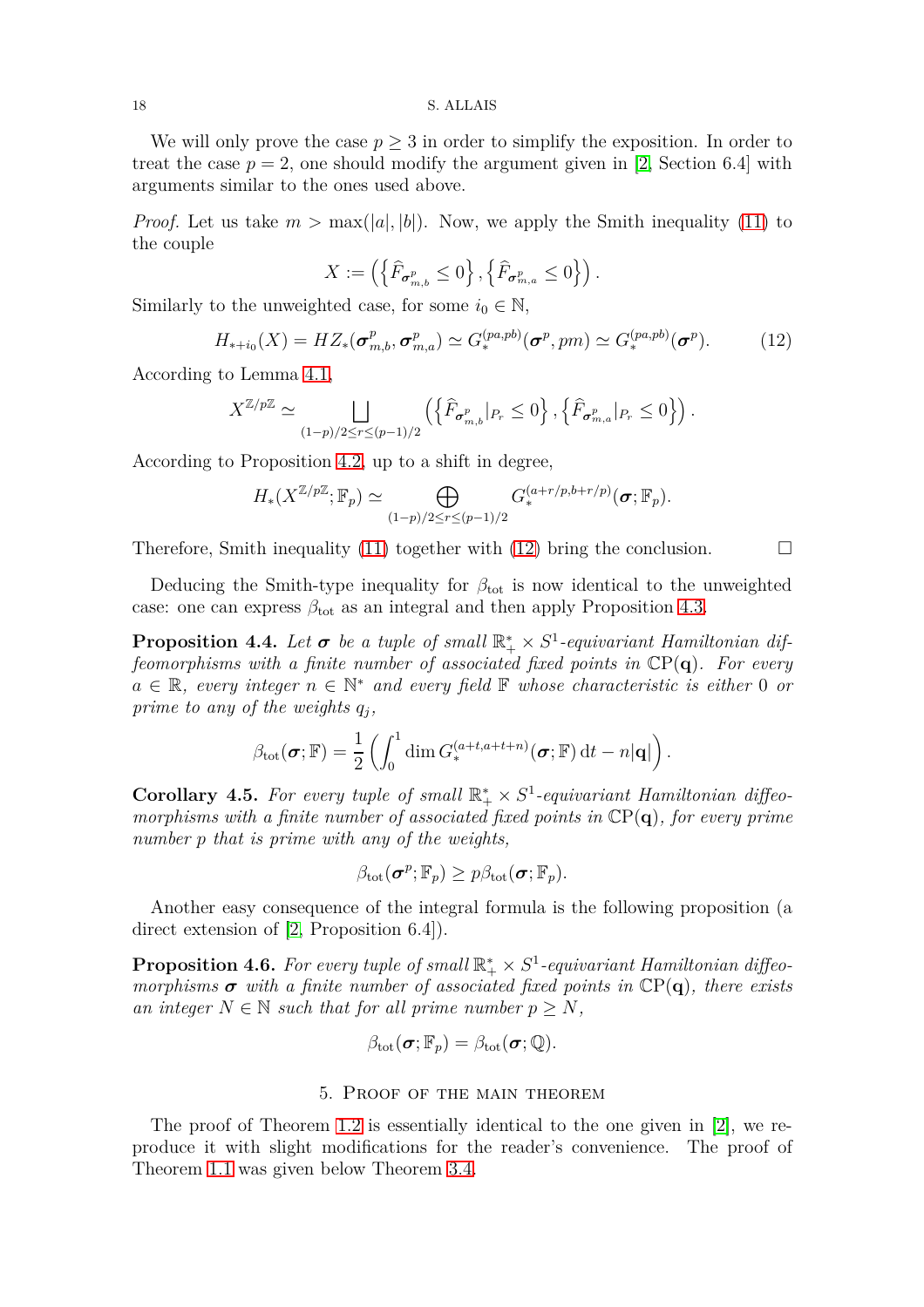We will only prove the case $p \geq 3$ in order to simplify the exposition. In order to treat the case $p = 2$, one should modify the argument given in [2, Section 6.4] with arguments similar to the ones used above.

*Proof.* Let us take $m > \max(|a|, |b|)$. Now, we apply the Smith inequality (11) to the couple

$$X := \left( \left\{ \widehat{F}_{\boldsymbol{\sigma}^p_{m,b}} \leq 0 \right\}, \left\{ \widehat{F}_{\boldsymbol{\sigma}^p_{m,a}} \leq 0 \right\} \right).$$

Similarly to the unweighted case, for some $i_0 \in \mathbb{N}$,

$$H_{*+i_0}(X) = HZ_*(\boldsymbol{\sigma}^p_{m,b}, \boldsymbol{\sigma}^p_{m,a}) \simeq G_*^{(pa,pb)}(\boldsymbol{\sigma}^p, pm) \simeq G_*^{(pa,pb)}(\boldsymbol{\sigma}^p). \tag{12}$$

According to Lemma 4.1,

$$X^{\mathbb{Z}/p\mathbb{Z}} \simeq \bigsqcup_{(1-p)/2 \leq r \leq (p-1)/2} \left( \left\{ \widehat{F}_{\boldsymbol{\sigma}^p_{m,b}}|_{P_r} \leq 0 \right\}, \left\{ \widehat{F}_{\boldsymbol{\sigma}^p_{m,a}}|_{P_r} \leq 0 \right\} \right).$$

According to Proposition 4.2, up to a shift in degree,

$$H_*(X^{\mathbb{Z}/p\mathbb{Z}}; \mathbb{F}_p) \simeq \bigoplus_{(1-p)/2 \leq r \leq (p-1)/2} G_*^{(a+r/p, b+r/p)}(\boldsymbol{\sigma}; \mathbb{F}_p).$$

Therefore, Smith inequality (11) together with (12) bring the conclusion. □

Deducing the Smith-type inequality for $\beta_{\mathrm{tot}}$ is now identical to the unweighted case: one can express $\beta_{\mathrm{tot}}$ as an integral and then apply Proposition 4.3.

**Proposition 4.4.** *Let $\boldsymbol{\sigma}$ be a tuple of small $\mathbb{R}_+^* \times S^1$-equivariant Hamiltonian diffeomorphisms with a finite number of associated fixed points in $\mathbb{C}\mathrm{P}(\mathbf{q})$. For every $a \in \mathbb{R}$, every integer $n \in \mathbb{N}^*$ and every field $\mathbb{F}$ whose characteristic is either 0 or prime to any of the weights $q_j$,*

$$\beta_{\mathrm{tot}}(\boldsymbol{\sigma}; \mathbb{F}) = \frac{1}{2} \left( \int_0^1 \dim G_*^{(a+t, a+t+n)}(\boldsymbol{\sigma}; \mathbb{F}) \, \mathrm{d}t - n|\mathbf{q}| \right).$$

**Corollary 4.5.** *For every tuple of small $\mathbb{R}_+^* \times S^1$-equivariant Hamiltonian diffeomorphisms with a finite number of associated fixed points in $\mathbb{C}\mathrm{P}(\mathbf{q})$, for every prime number $p$ that is prime with any of the weights,*

$$\beta_{\mathrm{tot}}(\boldsymbol{\sigma}^p; \mathbb{F}_p) \geq p \beta_{\mathrm{tot}}(\boldsymbol{\sigma}; \mathbb{F}_p).$$

Another easy consequence of the integral formula is the following proposition (a direct extension of [2, Proposition 6.4]).

**Proposition 4.6.** *For every tuple of small $\mathbb{R}_+^* \times S^1$-equivariant Hamiltonian diffeomorphisms $\boldsymbol{\sigma}$ with a finite number of associated fixed points in $\mathbb{C}\mathrm{P}(\mathbf{q})$, there exists an integer $N \in \mathbb{N}$ such that for all prime number $p \geq N$,*

$$\beta_{\mathrm{tot}}(\boldsymbol{\sigma}; \mathbb{F}_p) = \beta_{\mathrm{tot}}(\boldsymbol{\sigma}; \mathbb{Q}).$$

## 5. Proof of the main theorem

The proof of Theorem 1.2 is essentially identical to the one given in [2], we reproduce it with slight modifications for the reader's convenience. The proof of Theorem 1.1 was given below Theorem 3.4.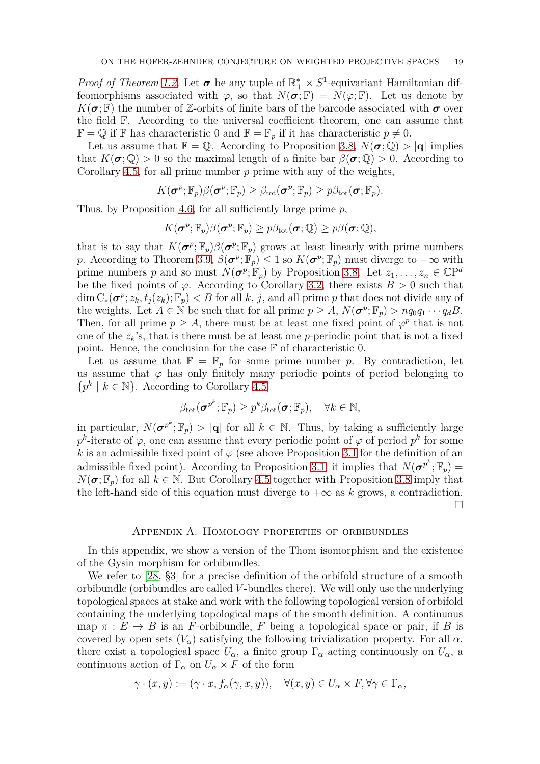*Proof of Theorem 1.2.* Let $\boldsymbol{\sigma}$ be any tuple of $\mathbb{R}_+^* \times S^1$-equivariant Hamiltonian diffeomorphisms associated with $\varphi$, so that $N(\boldsymbol{\sigma};\mathbb{F}) = N(\varphi;\mathbb{F})$. Let us denote by $K(\boldsymbol{\sigma};\mathbb{F})$ the number of $\mathbb{Z}$-orbits of finite bars of the barcode associated with $\boldsymbol{\sigma}$ over the field $\mathbb{F}$. According to the universal coefficient theorem, one can assume that $\mathbb{F} = \mathbb{Q}$ if $\mathbb{F}$ has characteristic 0 and $\mathbb{F} = \mathbb{F}_p$ if it has characteristic $p \neq 0$.

Let us assume that $\mathbb{F} = \mathbb{Q}$. According to Proposition 3.8, $N(\boldsymbol{\sigma};\mathbb{Q}) > |\mathbf{q}|$ implies that $K(\boldsymbol{\sigma};\mathbb{Q}) > 0$ so the maximal length of a finite bar $\beta(\boldsymbol{\sigma};\mathbb{Q}) > 0$. According to Corollary 4.5, for all prime number $p$ prime with any of the weights,

$$K(\boldsymbol{\sigma}^p;\mathbb{F}_p)\beta(\boldsymbol{\sigma}^p;\mathbb{F}_p) \geq \beta_{\mathrm{tot}}(\boldsymbol{\sigma}^p;\mathbb{F}_p) \geq p\beta_{\mathrm{tot}}(\boldsymbol{\sigma};\mathbb{F}_p).$$

Thus, by Proposition 4.6, for all sufficiently large prime $p$,

$$K(\boldsymbol{\sigma}^p;\mathbb{F}_p)\beta(\boldsymbol{\sigma}^p;\mathbb{F}_p) \geq p\beta_{\mathrm{tot}}(\boldsymbol{\sigma};\mathbb{Q}) \geq p\beta(\boldsymbol{\sigma};\mathbb{Q}),$$

that is to say that $K(\boldsymbol{\sigma}^p;\mathbb{F}_p)\beta(\boldsymbol{\sigma}^p;\mathbb{F}_p)$ grows at least linearly with prime numbers $p$. According to Theorem 3.9, $\beta(\boldsymbol{\sigma}^p;\mathbb{F}_p) \leq 1$ so $K(\boldsymbol{\sigma}^p;\mathbb{F}_p)$ must diverge to $+\infty$ with prime numbers $p$ and so must $N(\boldsymbol{\sigma}^p;\mathbb{F}_p)$ by Proposition 3.8. Let $z_1,\ldots,z_n \in \mathbb{C}\mathrm{P}^d$ be the fixed points of $\varphi$. According to Corollary 3.2, there exists $B > 0$ such that $\dim \mathrm{C}_*(\boldsymbol{\sigma}^p;z_k,t_j(z_k);\mathbb{F}_p) < B$ for all $k$, $j$, and all prime $p$ that does not divide any of the weights. Let $A \in \mathbb{N}$ be such that for all prime $p \geq A$, $N(\boldsymbol{\sigma}^p;\mathbb{F}_p) > nq_0q_1\cdots q_dB$. Then, for all prime $p \geq A$, there must be at least one fixed point of $\varphi^p$ that is not one of the $z_k$'s, that is there must be at least one $p$-periodic point that is not a fixed point. Hence, the conclusion for the case $\mathbb{F}$ of characteristic 0.

Let us assume that $\mathbb{F} = \mathbb{F}_p$ for some prime number $p$. By contradiction, let us assume that $\varphi$ has only finitely many periodic points of period belonging to $\{p^k \mid k \in \mathbb{N}\}$. According to Corollary 4.5,

$$\beta_{\mathrm{tot}}(\boldsymbol{\sigma}^{p^k};\mathbb{F}_p) \geq p^k\beta_{\mathrm{tot}}(\boldsymbol{\sigma};\mathbb{F}_p), \quad \forall k \in \mathbb{N},$$

in particular, $N(\boldsymbol{\sigma}^{p^k};\mathbb{F}_p) > |\mathbf{q}|$ for all $k \in \mathbb{N}$. Thus, by taking a sufficiently large $p^k$-iterate of $\varphi$, one can assume that every periodic point of $\varphi$ of period $p^k$ for some $k$ is an admissible fixed point of $\varphi$ (see above Proposition 3.1 for the definition of an admissible fixed point). According to Proposition 3.1, it implies that $N(\boldsymbol{\sigma}^{p^k};\mathbb{F}_p) = N(\boldsymbol{\sigma};\mathbb{F}_p)$ for all $k \in \mathbb{N}$. But Corollary 4.5 together with Proposition 3.8 imply that the left-hand side of this equation must diverge to $+\infty$ as $k$ grows, a contradiction. $\square$

## Appendix A. Homology properties of orbibundles

In this appendix, we show a version of the Thom isomorphism and the existence of the Gysin morphism for orbibundles.

We refer to [28, §3] for a precise definition of the orbifold structure of a smooth orbibundle (orbibundles are called $V$-bundles there). We will only use the underlying topological spaces at stake and work with the following topological version of orbifold containing the underlying topological maps of the smooth definition. A continuous map $\pi : E \to B$ is an $F$-orbibundle, $F$ being a topological space or pair, if $B$ is covered by open sets $(V_\alpha)$ satisfying the following trivialization property. For all $\alpha$, there exist a topological space $U_\alpha$, a finite group $\Gamma_\alpha$ acting continuously on $U_\alpha$, a continuous action of $\Gamma_\alpha$ on $U_\alpha \times F$ of the form

$$\gamma \cdot (x,y) := (\gamma \cdot x, f_\alpha(\gamma,x,y)), \quad \forall (x,y) \in U_\alpha \times F, \forall \gamma \in \Gamma_\alpha,$$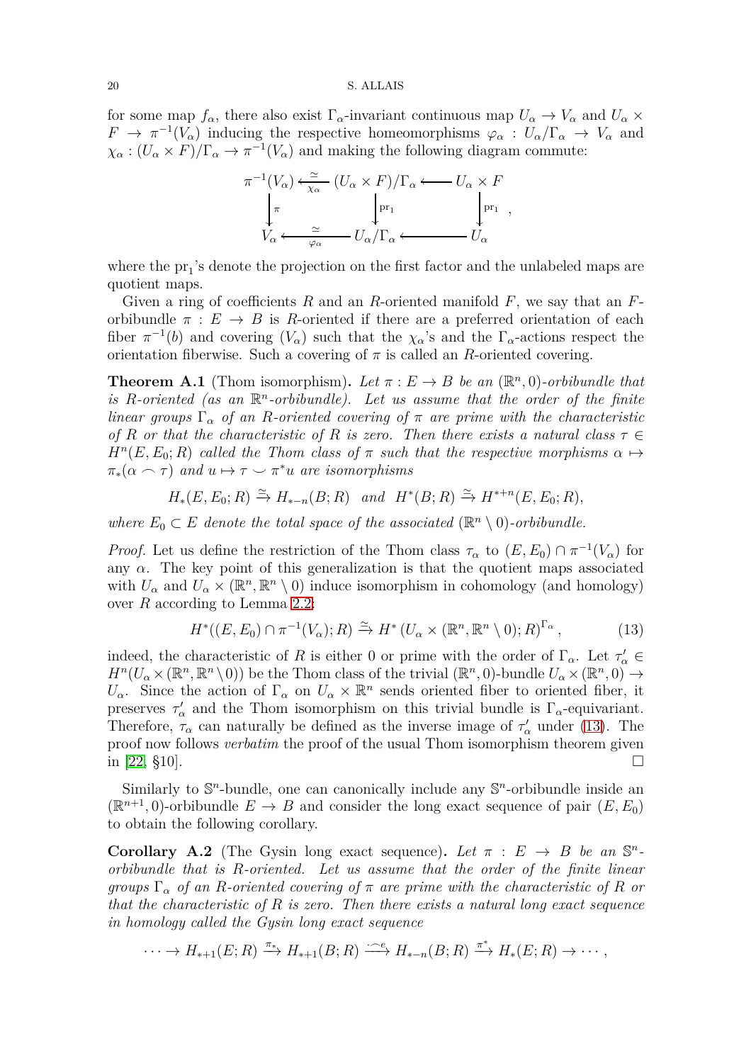for some map $f_\alpha$, there also exist $\Gamma_\alpha$-invariant continuous map $U_\alpha \to V_\alpha$ and $U_\alpha \times F \to \pi^{-1}(V_\alpha)$ inducing the respective homeomorphisms $\varphi_\alpha : U_\alpha/\Gamma_\alpha \to V_\alpha$ and $\chi_\alpha : (U_\alpha \times F)/\Gamma_\alpha \to \pi^{-1}(V_\alpha)$ and making the following diagram commute:

$$
\begin{array}{ccccc}
\pi^{-1}(V_\alpha) & \xleftarrow[\chi_\alpha]{\simeq} & (U_\alpha \times F)/\Gamma_\alpha & \longleftarrow & U_\alpha \times F \\
\downarrow \pi & & \downarrow \mathrm{pr}_1 & & \downarrow \mathrm{pr}_1 \\
V_\alpha & \xleftarrow[\varphi_\alpha]{\simeq} & U_\alpha/\Gamma_\alpha & \longleftarrow & U_\alpha
\end{array},
$$

where the $\mathrm{pr}_1$'s denote the projection on the first factor and the unlabeled maps are quotient maps.

Given a ring of coefficients $R$ and an $R$-oriented manifold $F$, we say that an $F$-orbibundle $\pi : E \to B$ is $R$-oriented if there are a preferred orientation of each fiber $\pi^{-1}(b)$ and covering $(V_\alpha)$ such that the $\chi_\alpha$'s and the $\Gamma_\alpha$-actions respect the orientation fiberwise. Such a covering of $\pi$ is called an $R$-oriented covering.

**Theorem A.1** (Thom isomorphism)**.** *Let $\pi : E \to B$ be an $(\mathbb{R}^n, 0)$-orbibundle that is $R$-oriented (as an $\mathbb{R}^n$-orbibundle). Let us assume that the order of the finite linear groups $\Gamma_\alpha$ of an $R$-oriented covering of $\pi$ are prime with the characteristic of $R$ or that the characteristic of $R$ is zero. Then there exists a natural class $\tau \in H^n(E, E_0; R)$ called the Thom class of $\pi$ such that the respective morphisms $\alpha \mapsto \pi_*(\alpha \frown \tau)$ and $u \mapsto \tau \smile \pi^* u$ are isomorphisms*

$$H_*(E, E_0; R) \xrightarrow{\simeq} H_{*-n}(B; R) \quad \textit{and} \quad H^*(B; R) \xrightarrow{\simeq} H^{*+n}(E, E_0; R),$$

*where $E_0 \subset E$ denote the total space of the associated $(\mathbb{R}^n \setminus 0)$-orbibundle.*

*Proof.* Let us define the restriction of the Thom class $\tau_\alpha$ to $(E, E_0) \cap \pi^{-1}(V_\alpha)$ for any $\alpha$. The key point of this generalization is that the quotient maps associated with $U_\alpha$ and $U_\alpha \times (\mathbb{R}^n, \mathbb{R}^n \setminus 0)$ induce isomorphism in cohomology (and homology) over $R$ according to Lemma 2.2:

$$H^*((E, E_0) \cap \pi^{-1}(V_\alpha); R) \xrightarrow{\simeq} H^*\left(U_\alpha \times (\mathbb{R}^n, \mathbb{R}^n \setminus 0); R\right)^{\Gamma_\alpha}, \tag{13}$$

indeed, the characteristic of $R$ is either 0 or prime with the order of $\Gamma_\alpha$. Let $\tau'_\alpha \in H^n(U_\alpha \times (\mathbb{R}^n, \mathbb{R}^n \setminus 0))$ be the Thom class of the trivial $(\mathbb{R}^n, 0)$-bundle $U_\alpha \times (\mathbb{R}^n, 0) \to U_\alpha$. Since the action of $\Gamma_\alpha$ on $U_\alpha \times \mathbb{R}^n$ sends oriented fiber to oriented fiber, it preserves $\tau'_\alpha$ and the Thom isomorphism on this trivial bundle is $\Gamma_\alpha$-equivariant. Therefore, $\tau_\alpha$ can naturally be defined as the inverse image of $\tau'_\alpha$ under (13). The proof now follows *verbatim* the proof of the usual Thom isomorphism theorem given in [22, §10]. $\square$

Similarly to $\mathbb{S}^n$-bundle, one can canonically include any $\mathbb{S}^n$-orbibundle inside an $(\mathbb{R}^{n+1}, 0)$-orbibundle $E \to B$ and consider the long exact sequence of pair $(E, E_0)$ to obtain the following corollary.

**Corollary A.2** (The Gysin long exact sequence)**.** *Let $\pi : E \to B$ be an $\mathbb{S}^n$-orbibundle that is $R$-oriented. Let us assume that the order of the finite linear groups $\Gamma_\alpha$ of an $R$-oriented covering of $\pi$ are prime with the characteristic of $R$ or that the characteristic of $R$ is zero. Then there exists a natural long exact sequence in homology called the Gysin long exact sequence*

$$\cdots \to H_{*+1}(E; R) \xrightarrow{\pi_*} H_{*+1}(B; R) \xrightarrow{\cdot \frown e} H_{*-n}(B; R) \xrightarrow{\pi^*} H_*(E; R) \to \cdots,$$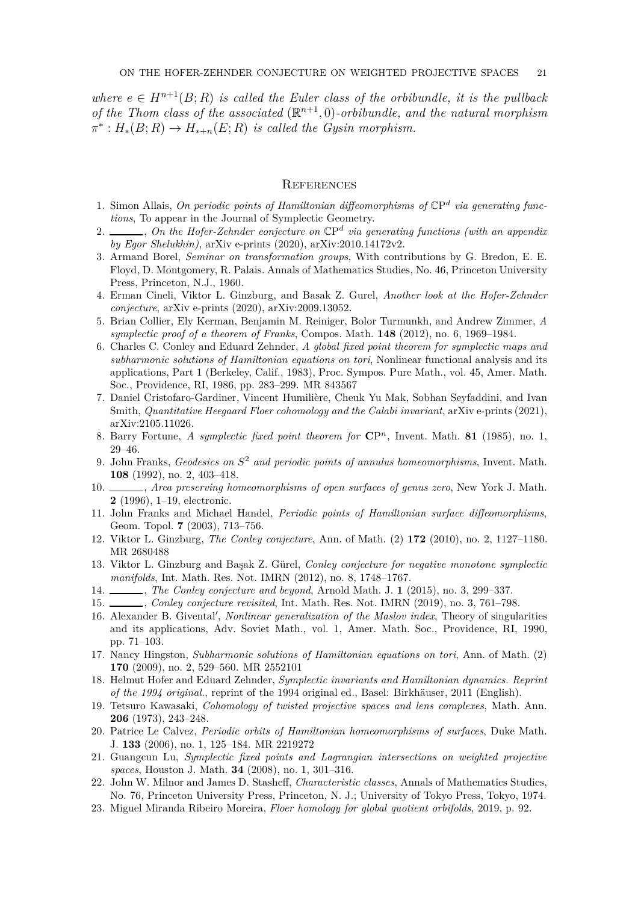*where $e \in H^{n+1}(B;R)$ is called the Euler class of the orbibundle, it is the pullback of the Thom class of the associated $(\mathbb{R}^{n+1},0)$-orbibundle, and the natural morphism $\pi^* : H_*(B;R) \to H_{*+n}(E;R)$ is called the Gysin morphism.*

## References

1. Simon Allais, *On periodic points of Hamiltonian diffeomorphisms of* $\mathbb{C}\mathrm{P}^d$ *via generating functions*, To appear in the Journal of Symplectic Geometry.
2. ______, *On the Hofer-Zehnder conjecture on* $\mathbb{C}\mathrm{P}^d$ *via generating functions (with an appendix by Egor Shelukhin)*, arXiv e-prints (2020), arXiv:2010.14172v2.
3. Armand Borel, *Seminar on transformation groups*, With contributions by G. Bredon, E. E. Floyd, D. Montgomery, R. Palais. Annals of Mathematics Studies, No. 46, Princeton University Press, Princeton, N.J., 1960.
4. Erman Cineli, Viktor L. Ginzburg, and Basak Z. Gurel, *Another look at the Hofer-Zehnder conjecture*, arXiv e-prints (2020), arXiv:2009.13052.
5. Brian Collier, Ely Kerman, Benjamin M. Reiniger, Bolor Turmunkh, and Andrew Zimmer, *A symplectic proof of a theorem of Franks*, Compos. Math. **148** (2012), no. 6, 1969–1984.
6. Charles C. Conley and Eduard Zehnder, *A global fixed point theorem for symplectic maps and subharmonic solutions of Hamiltonian equations on tori*, Nonlinear functional analysis and its applications, Part 1 (Berkeley, Calif., 1983), Proc. Sympos. Pure Math., vol. 45, Amer. Math. Soc., Providence, RI, 1986, pp. 283–299. MR 843567
7. Daniel Cristofaro-Gardiner, Vincent Humilière, Cheuk Yu Mak, Sobhan Seyfaddini, and Ivan Smith, *Quantitative Heegaard Floer cohomology and the Calabi invariant*, arXiv e-prints (2021), arXiv:2105.11026.
8. Barry Fortune, *A symplectic fixed point theorem for* $\mathbf{C}\mathrm{P}^n$, Invent. Math. **81** (1985), no. 1, 29–46.
9. John Franks, *Geodesics on* $S^2$ *and periodic points of annulus homeomorphisms*, Invent. Math. **108** (1992), no. 2, 403–418.
10. ______, *Area preserving homeomorphisms of open surfaces of genus zero*, New York J. Math. **2** (1996), 1–19, electronic.
11. John Franks and Michael Handel, *Periodic points of Hamiltonian surface diffeomorphisms*, Geom. Topol. **7** (2003), 713–756.
12. Viktor L. Ginzburg, *The Conley conjecture*, Ann. of Math. (2) **172** (2010), no. 2, 1127–1180. MR 2680488
13. Viktor L. Ginzburg and Başak Z. Gürel, *Conley conjecture for negative monotone symplectic manifolds*, Int. Math. Res. Not. IMRN (2012), no. 8, 1748–1767.
14. ______, *The Conley conjecture and beyond*, Arnold Math. J. **1** (2015), no. 3, 299–337.
15. ______, *Conley conjecture revisited*, Int. Math. Res. Not. IMRN (2019), no. 3, 761–798.
16. Alexander B. Givental′, *Nonlinear generalization of the Maslov index*, Theory of singularities and its applications, Adv. Soviet Math., vol. 1, Amer. Math. Soc., Providence, RI, 1990, pp. 71–103.
17. Nancy Hingston, *Subharmonic solutions of Hamiltonian equations on tori*, Ann. of Math. (2) **170** (2009), no. 2, 529–560. MR 2552101
18. Helmut Hofer and Eduard Zehnder, *Symplectic invariants and Hamiltonian dynamics. Reprint of the 1994 original.*, reprint of the 1994 original ed., Basel: Birkhäuser, 2011 (English).
19. Tetsuro Kawasaki, *Cohomology of twisted projective spaces and lens complexes*, Math. Ann. **206** (1973), 243–248.
20. Patrice Le Calvez, *Periodic orbits of Hamiltonian homeomorphisms of surfaces*, Duke Math. J. **133** (2006), no. 1, 125–184. MR 2219272
21. Guangcun Lu, *Symplectic fixed points and Lagrangian intersections on weighted projective spaces*, Houston J. Math. **34** (2008), no. 1, 301–316.
22. John W. Milnor and James D. Stasheff, *Characteristic classes*, Annals of Mathematics Studies, No. 76, Princeton University Press, Princeton, N. J.; University of Tokyo Press, Tokyo, 1974.
23. Miguel Miranda Ribeiro Moreira, *Floer homology for global quotient orbifolds*, 2019, p. 92.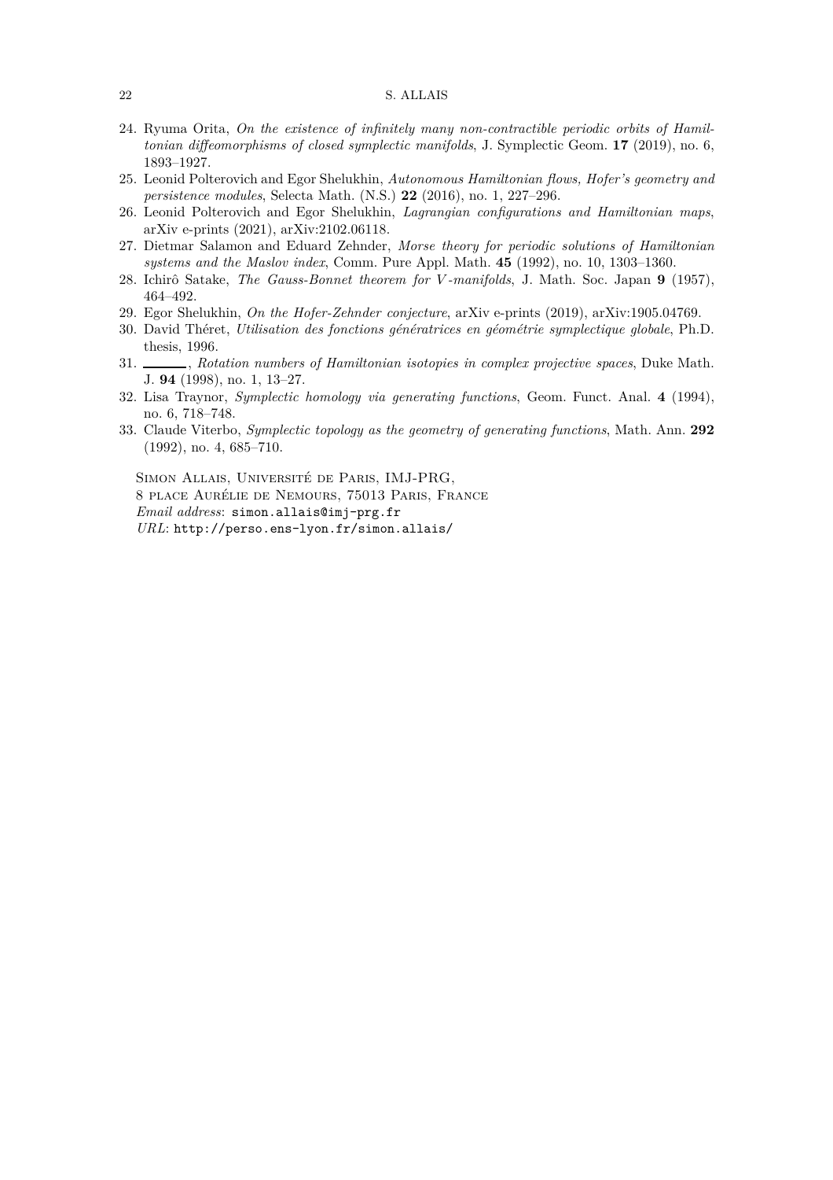24. Ryuma Orita, *On the existence of infinitely many non-contractible periodic orbits of Hamiltonian diffeomorphisms of closed symplectic manifolds*, J. Symplectic Geom. **17** (2019), no. 6, 1893–1927.
25. Leonid Polterovich and Egor Shelukhin, *Autonomous Hamiltonian flows, Hofer's geometry and persistence modules*, Selecta Math. (N.S.) **22** (2016), no. 1, 227–296.
26. Leonid Polterovich and Egor Shelukhin, *Lagrangian configurations and Hamiltonian maps*, arXiv e-prints (2021), arXiv:2102.06118.
27. Dietmar Salamon and Eduard Zehnder, *Morse theory for periodic solutions of Hamiltonian systems and the Maslov index*, Comm. Pure Appl. Math. **45** (1992), no. 10, 1303–1360.
28. Ichirô Satake, *The Gauss-Bonnet theorem for $V$-manifolds*, J. Math. Soc. Japan **9** (1957), 464–492.
29. Egor Shelukhin, *On the Hofer-Zehnder conjecture*, arXiv e-prints (2019), arXiv:1905.04769.
30. David Théret, *Utilisation des fonctions génératrices en géométrie symplectique globale*, Ph.D. thesis, 1996.
31. ———, *Rotation numbers of Hamiltonian isotopies in complex projective spaces*, Duke Math. J. **94** (1998), no. 1, 13–27.
32. Lisa Traynor, *Symplectic homology via generating functions*, Geom. Funct. Anal. **4** (1994), no. 6, 718–748.
33. Claude Viterbo, *Symplectic topology as the geometry of generating functions*, Math. Ann. **292** (1992), no. 4, 685–710.

Simon Allais, Université de Paris, IMJ-PRG,
8 place Aurélie de Nemours, 75013 Paris, France
*Email address*: simon.allais@imj-prg.fr
*URL*: http://perso.ens-lyon.fr/simon.allais/